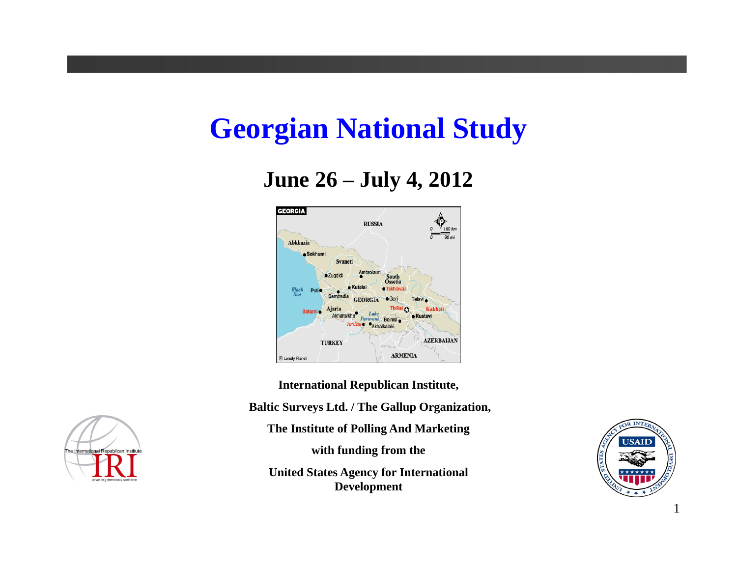# Georgian National Study

## June 26 – July 4, 2012

**International Republican Institute,**

**Baltic Surveys Ltd. / The Gallup Organization,**

**The Institute of Polling And Marketing**

**with funding from the**

**United States Agency for International Development**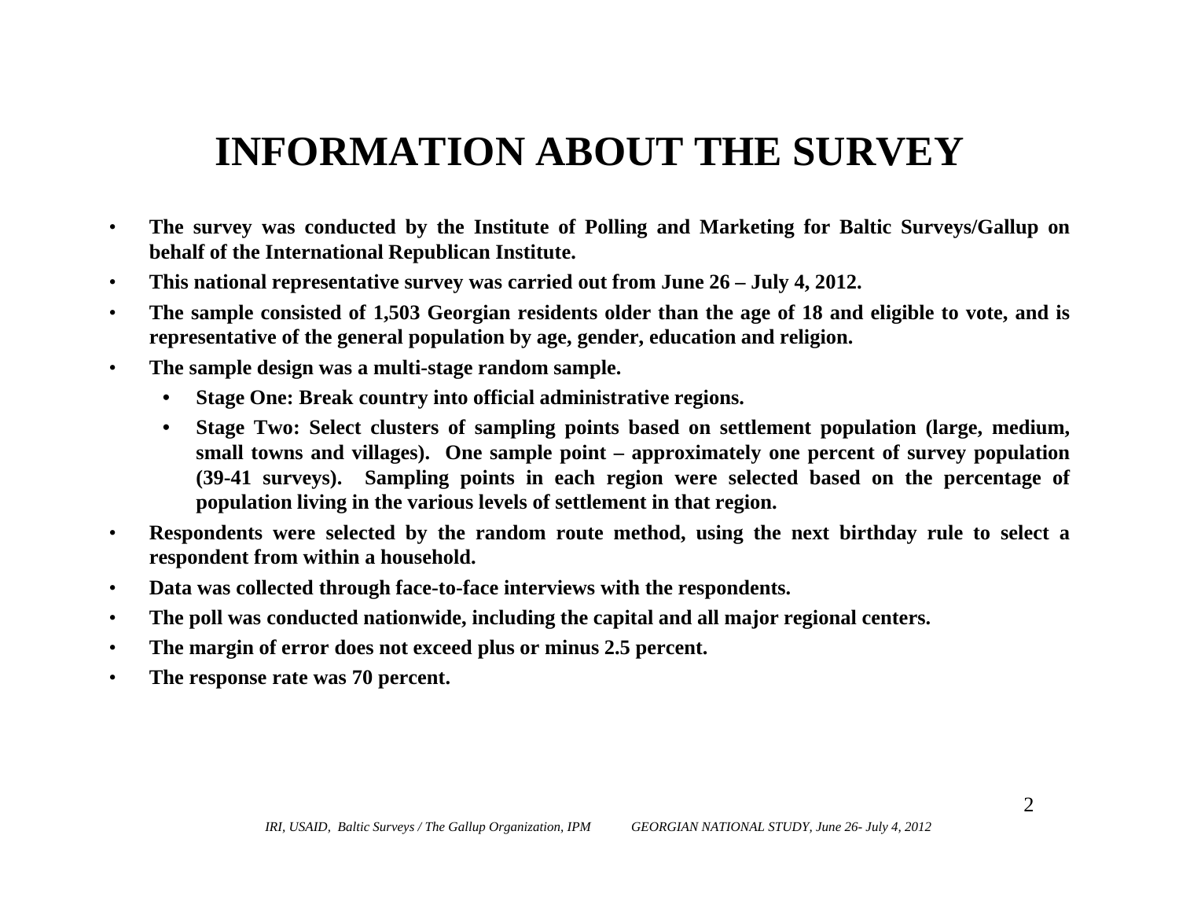# INFORMATION ABOUT THE SURVEY

- **The survey was conducted by the Institute of Polling and Marketing for Baltic Surveys/Gallup on behalf of the International Republican Institute.**
- **This national representative survey was carried out from June 26 – July 4, 2012.**
- **The sample consisted of 1,503 Georgian residents older than the age of 18 and eligible to vote, and is representative of the general population by age, gender, education and religion.**
- **The sample design was a multi-stage random sample.**
  - **Stage One: Break country into official administrative regions.**
  - **Stage Two: Select clusters of sampling points based on settlement population (large, medium, small towns and villages). One sample point – approximately one percent of survey population (39-41 surveys). Sampling points in each region were selected based on the percentage of population living in the various levels of settlement in that region.**
- **Respondents were selected by the random route method, using the next birthday rule to select a respondent from within a household.**
- **Data was collected through face-to-face interviews with the respondents.**
- **The poll was conducted nationwide, including the capital and all major regional centers.**
- **The margin of error does not exceed plus or minus 2.5 percent.**
- **The response rate was 70 percent.**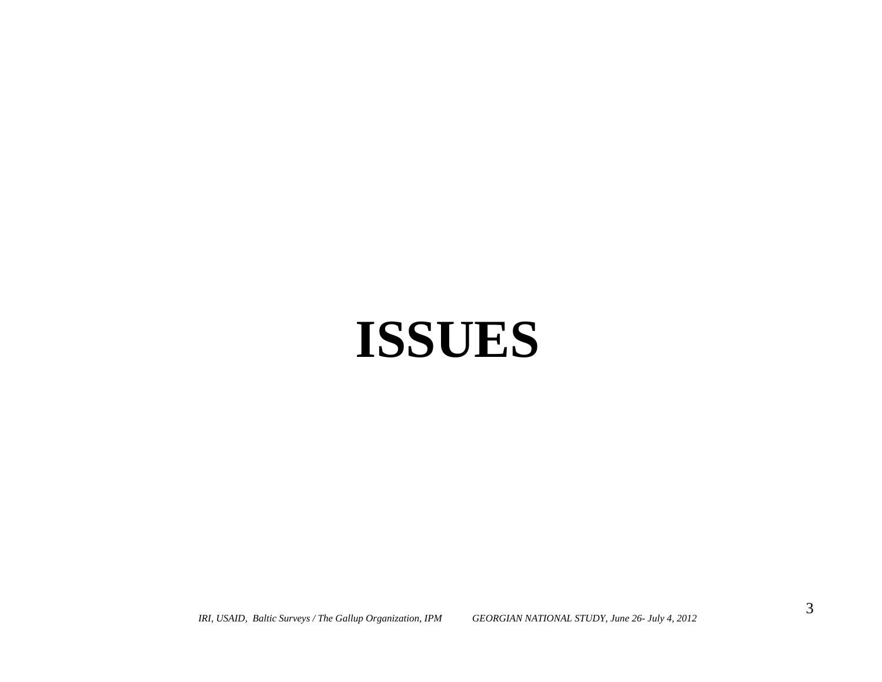# ISSUES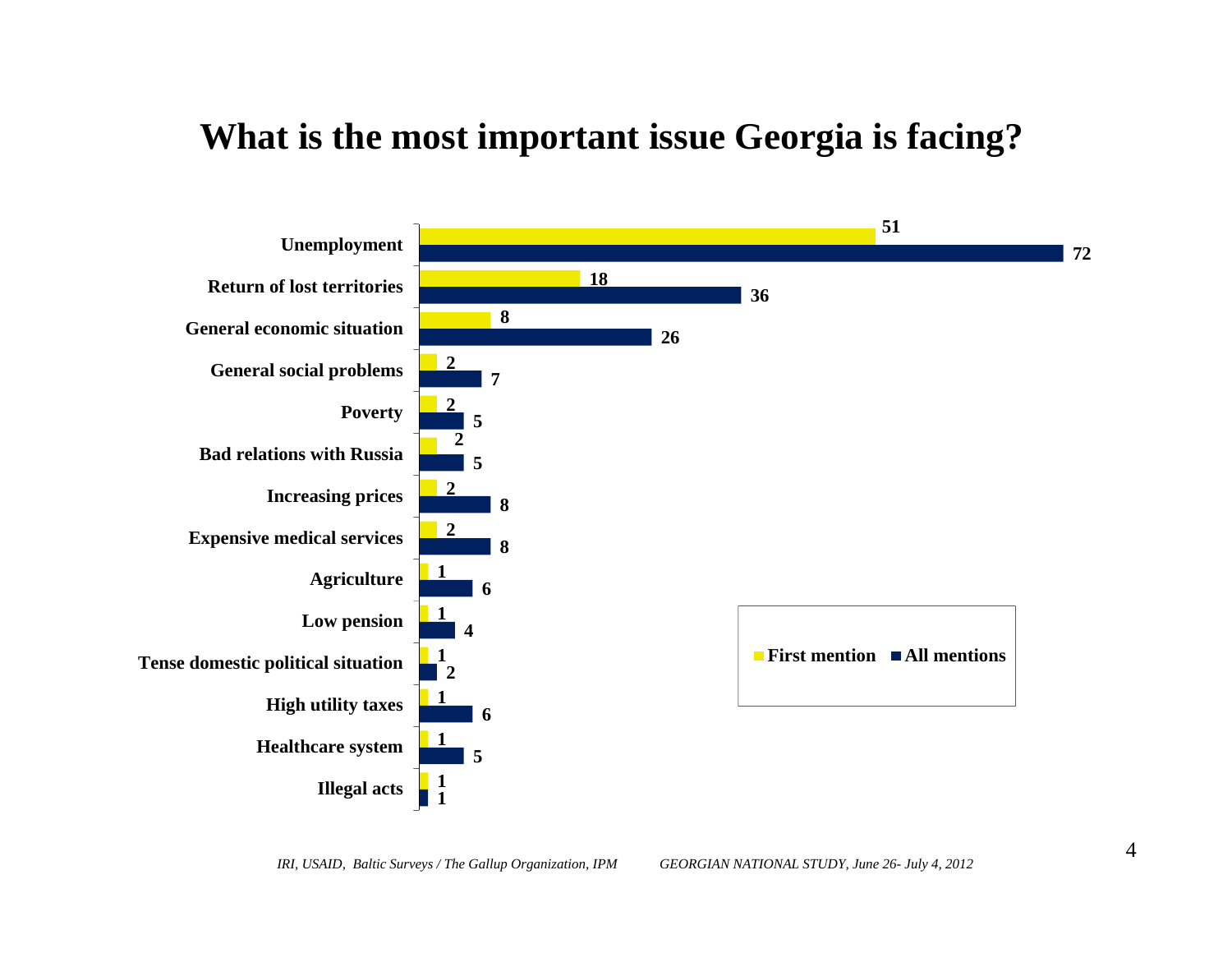# What is the most important issue Georgia is facing?

| Issue | First mention | All mentions |
|---|---|---|
| Unemployment | 51 | 72 |
| Return of lost territories | 18 | 36 |
| General economic situation | 8 | 26 |
| General social problems | 2 | 7 |
| Poverty | 2 | 5 |
| Bad relations with Russia | 2 | 5 |
| Increasing prices | 2 | 8 |
| Expensive medical services | 2 | 8 |
| Agriculture | 1 | 6 |
| Low pension | 1 | 4 |
| Tense domestic political situation | 1 | 2 |
| High utility taxes | 1 | 6 |
| Healthcare system | 1 | 5 |
| Illegal acts | 1 | 1 |

*IRI, USAID, Baltic Surveys / The Gallup Organization, IPM GEORGIAN NATIONAL STUDY, June 26- July 4, 2012*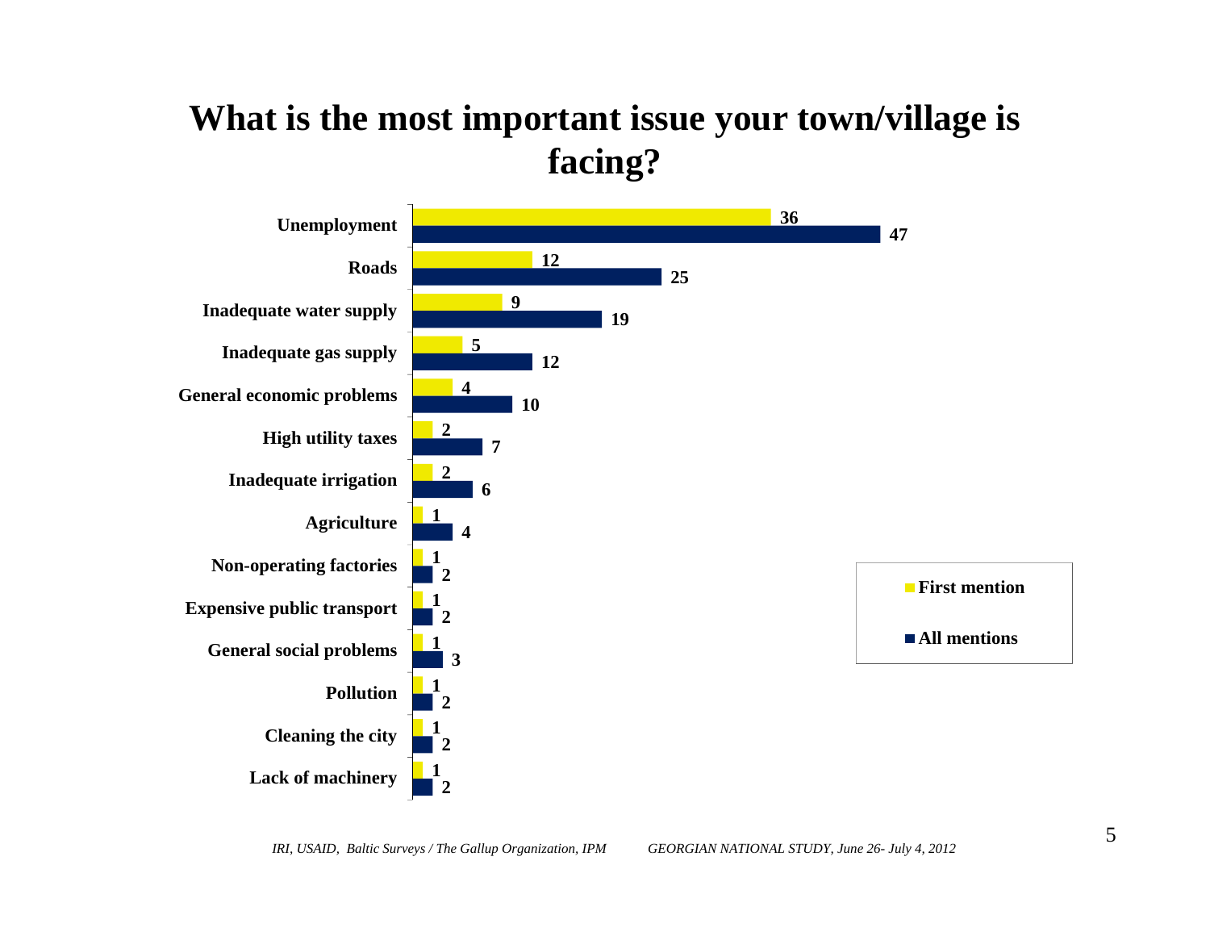# What is the most important issue your town/village is facing?

| Issue | First mention | All mentions |
|---|---|---|
| Unemployment | 36 | 47 |
| Roads | 12 | 25 |
| Inadequate water supply | 9 | 19 |
| Inadequate gas supply | 5 | 12 |
| General economic problems | 4 | 10 |
| High utility taxes | 2 | 7 |
| Inadequate irrigation | 2 | 6 |
| Agriculture | 1 | 4 |
| Non-operating factories | 1 | 2 |
| Expensive public transport | 1 | 2 |
| General social problems | 1 | 3 |
| Pollution | 1 | 2 |
| Cleaning the city | 1 | 2 |
| Lack of machinery | 1 | 2 |

*IRI, USAID, Baltic Surveys / The Gallup Organization, IPM GEORGIAN NATIONAL STUDY, June 26- July 4, 2012*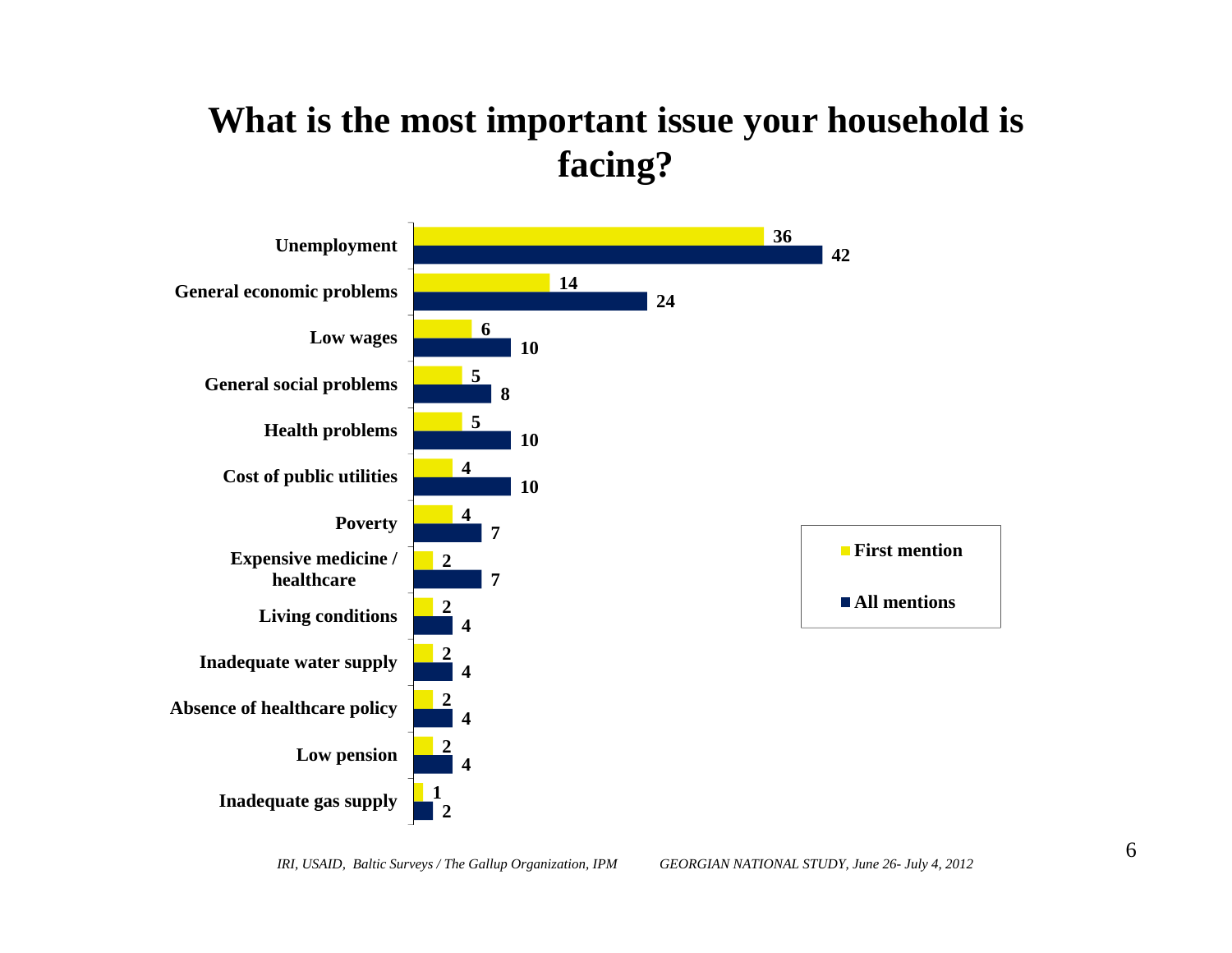# What is the most important issue your household is facing?

| Issue | First mention | All mentions |
|---|---|---|
| Unemployment | 36 | 42 |
| General economic problems | 14 | 24 |
| Low wages | 6 | 10 |
| General social problems | 5 | 8 |
| Health problems | 5 | 10 |
| Cost of public utilities | 4 | 10 |
| Poverty | 4 | 7 |
| Expensive medicine / healthcare | 2 | 7 |
| Living conditions | 2 | 4 |
| Inadequate water supply | 2 | 4 |
| Absence of healthcare policy | 2 | 4 |
| Low pension | 2 | 4 |
| Inadequate gas supply | 1 | 2 |

*IRI, USAID, Baltic Surveys / The Gallup Organization, IPM* *GEORGIAN NATIONAL STUDY, June 26- July 4, 2012*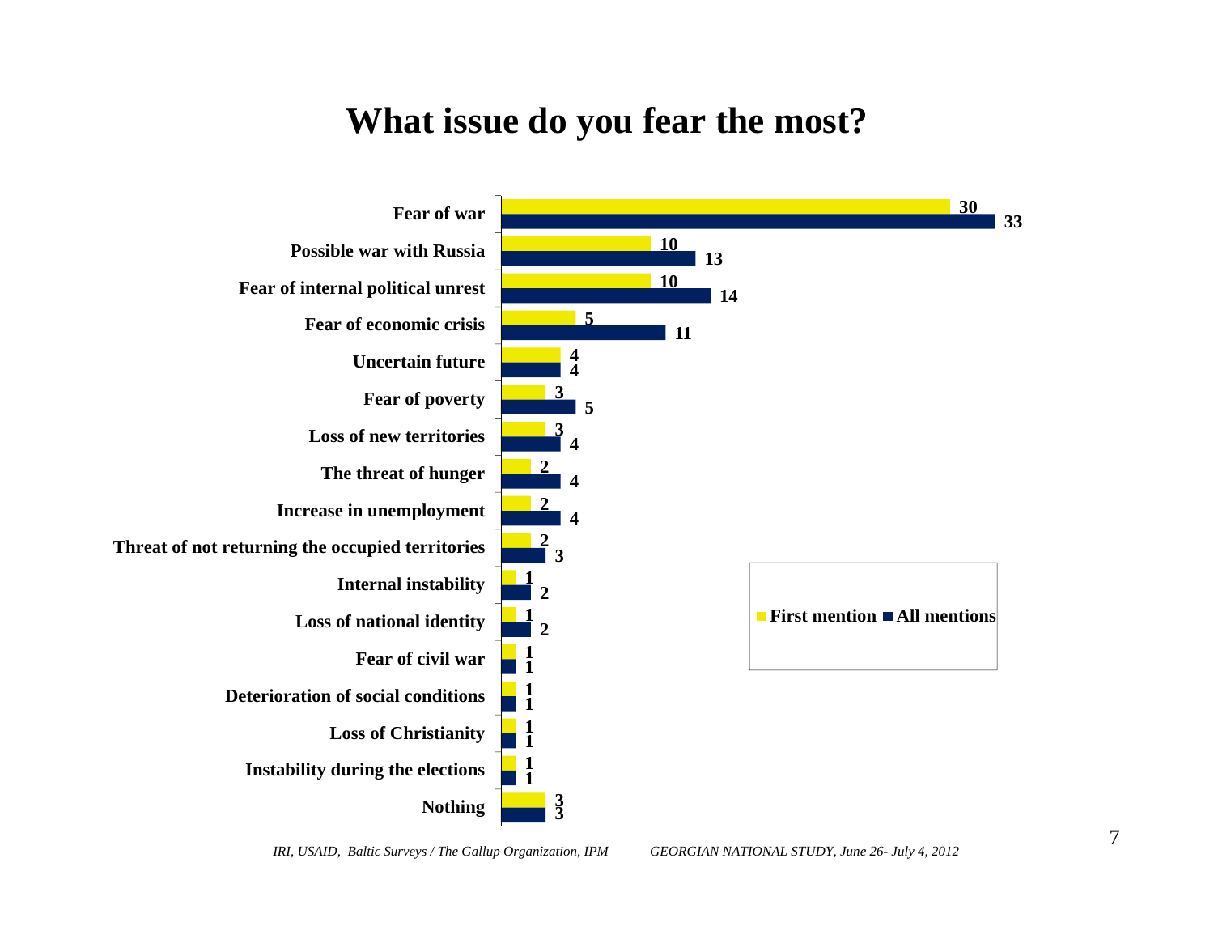# What issue do you fear the most?

| Issue | First mention | All mentions |
|---|---|---|
| Fear of war | 30 | 33 |
| Possible war with Russia | 10 | 13 |
| Fear of internal political unrest | 10 | 14 |
| Fear of economic crisis | 5 | 11 |
| Uncertain future | 4 | 4 |
| Fear of poverty | 3 | 5 |
| Loss of new territories | 3 | 4 |
| The threat of hunger | 2 | 4 |
| Increase in unemployment | 2 | 4 |
| Threat of not returning the occupied territories | 2 | 3 |
| Internal instability | 1 | 2 |
| Loss of national identity | 1 | 2 |
| Fear of civil war | 1 | 1 |
| Deterioration of social conditions | 1 | 1 |
| Loss of Christianity | 1 | 1 |
| Instability during the elections | 1 | 1 |
| Nothing | 3 | 3 |

*IRI, USAID, Baltic Surveys / The Gallup Organization, IPM* *GEORGIAN NATIONAL STUDY, June 26- July 4, 2012*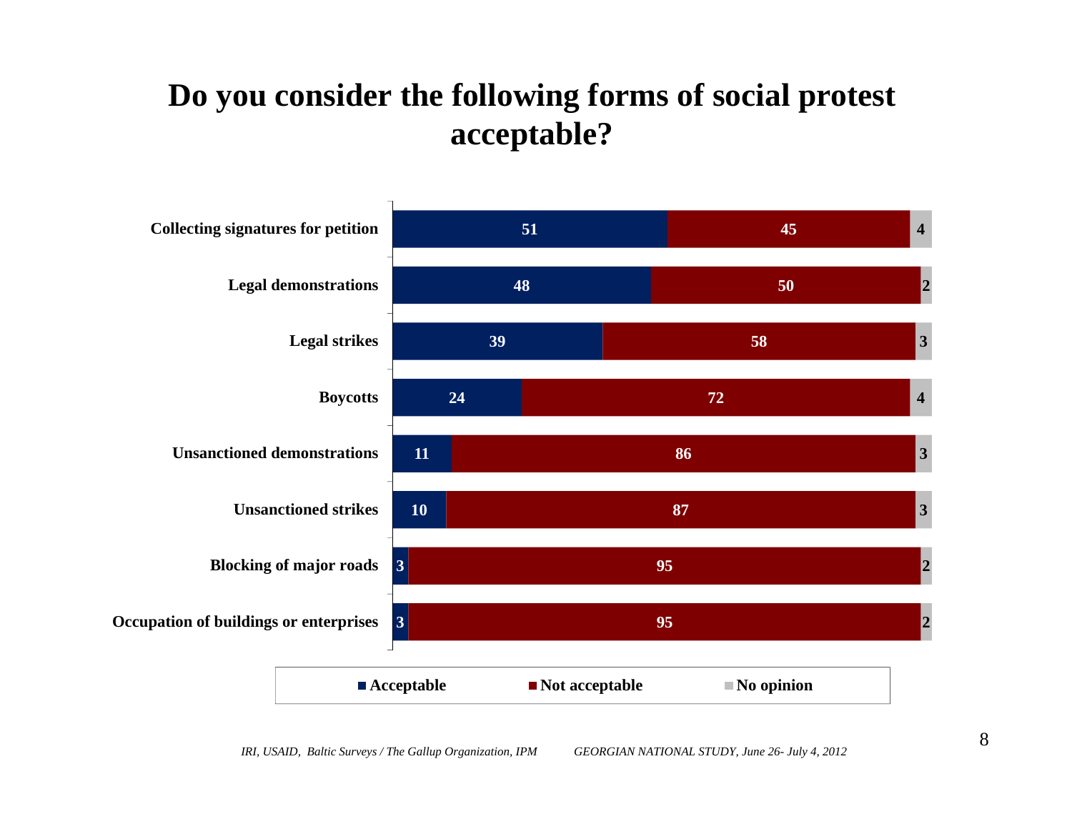# Do you consider the following forms of social protest acceptable?

| | Acceptable | Not acceptable | No opinion |
|---|---|---|---|
| Collecting signatures for petition | 51 | 45 | 4 |
| Legal demonstrations | 48 | 50 | 2 |
| Legal strikes | 39 | 58 | 3 |
| Boycotts | 24 | 72 | 4 |
| Unsanctioned demonstrations | 11 | 86 | 3 |
| Unsanctioned strikes | 10 | 87 | 3 |
| Blocking of major roads | 3 | 95 | 2 |
| Occupation of buildings or enterprises | 3 | 95 | 2 |

*IRI, USAID, Baltic Surveys / The Gallup Organization, IPM* *GEORGIAN NATIONAL STUDY, June 26- July 4, 2012*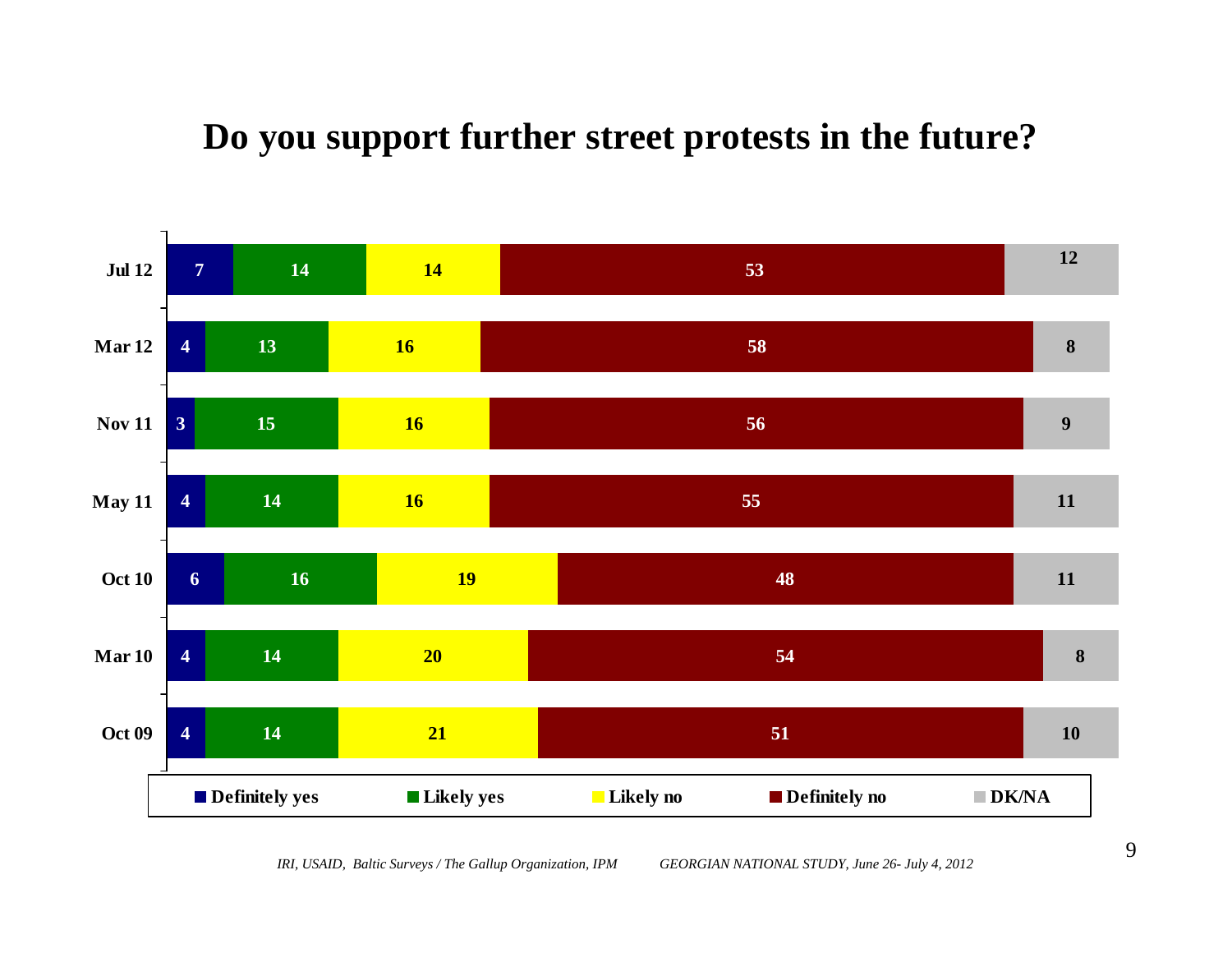# Do you support further street protests in the future?

| | Definitely yes | Likely yes | Likely no | Definitely no | DK/NA |
|---|---|---|---|---|---|
| Jul 12 | 7 | 14 | 14 | 53 | 12 |
| Mar 12 | 4 | 13 | 16 | 58 | 8 |
| Nov 11 | 3 | 15 | 16 | 56 | 9 |
| May 11 | 4 | 14 | 16 | 55 | 11 |
| Oct 10 | 6 | 16 | 19 | 48 | 11 |
| Mar 10 | 4 | 14 | 20 | 54 | 8 |
| Oct 09 | 4 | 14 | 21 | 51 | 10 |

*IRI, USAID, Baltic Surveys / The Gallup Organization, IPM GEORGIAN NATIONAL STUDY, June 26- July 4, 2012*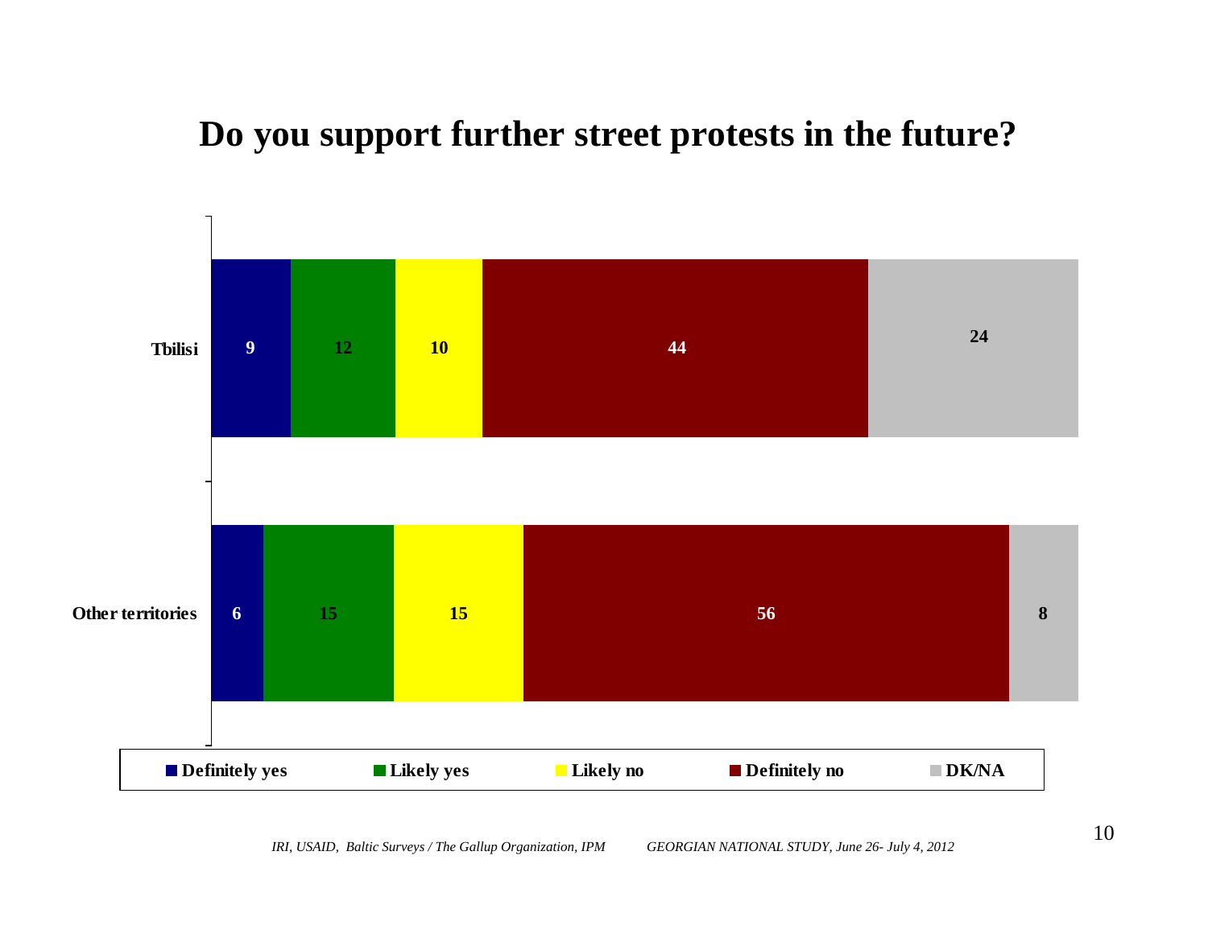# Do you support further street protests in the future?

| | Definitely yes | Likely yes | Likely no | Definitely no | DK/NA |
|---|---|---|---|---|---|
| Tbilisi | 9 | 12 | 10 | 44 | 24 |
| Other territories | 6 | 15 | 15 | 56 | 8 |

*IRI, USAID, Baltic Surveys / The Gallup Organization, IPM GEORGIAN NATIONAL STUDY, June 26- July 4, 2012*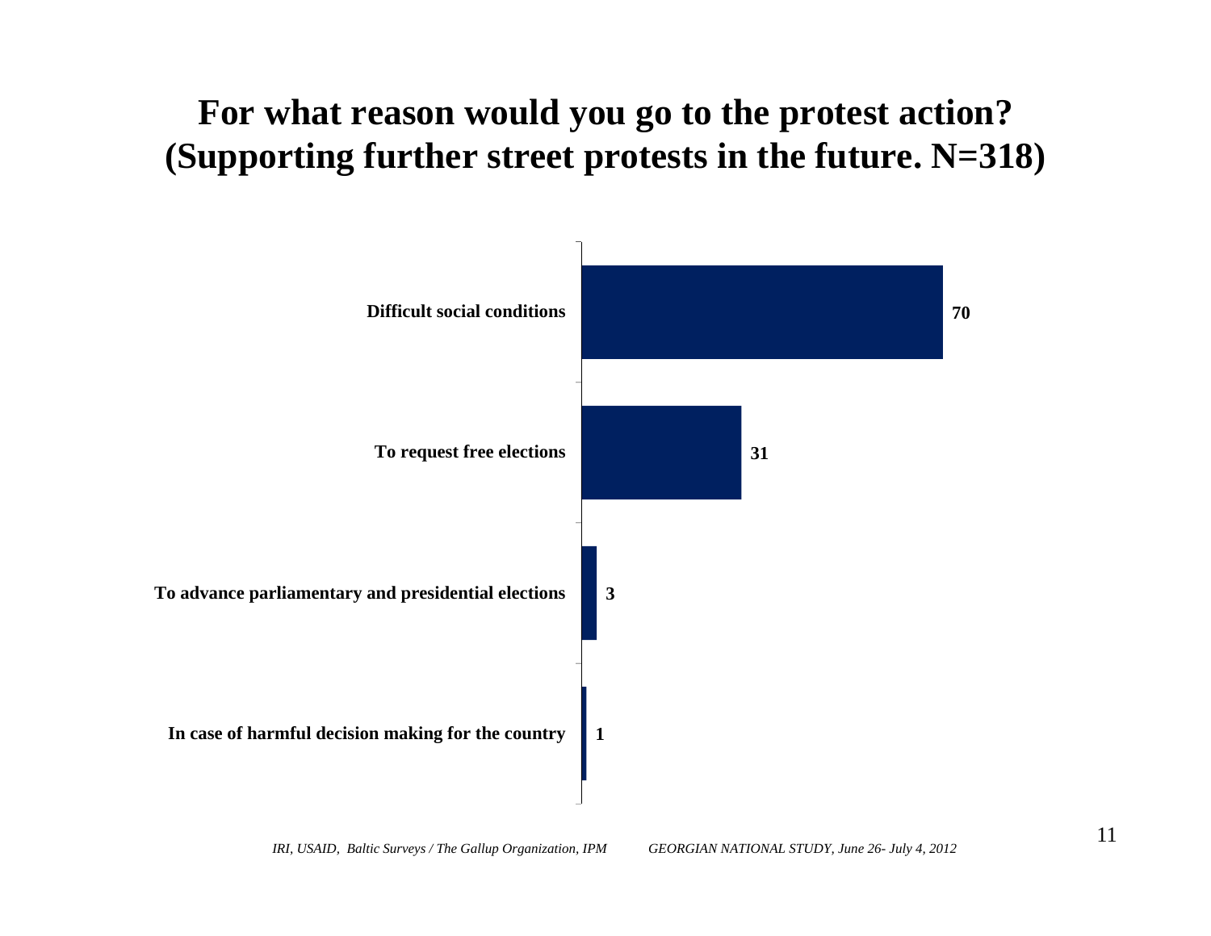# For what reason would you go to the protest action? (Supporting further street protests in the future. N=318)

| Reason | % |
| --- | --- |
| Difficult social conditions | 70 |
| To request free elections | 31 |
| To advance parliamentary and presidential elections | 3 |
| In case of harmful decision making for the country | 1 |

*IRI, USAID, Baltic Surveys / The Gallup Organization, IPM* *GEORGIAN NATIONAL STUDY, June 26- July 4, 2012*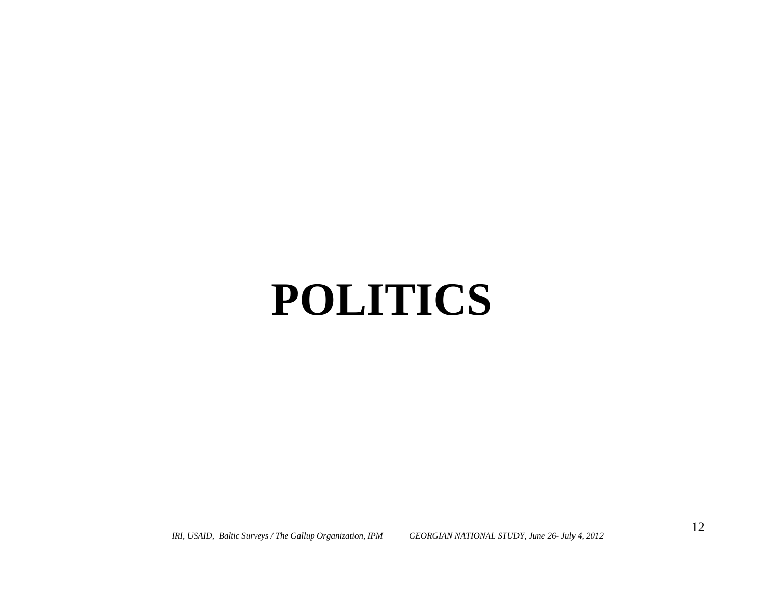# POLITICS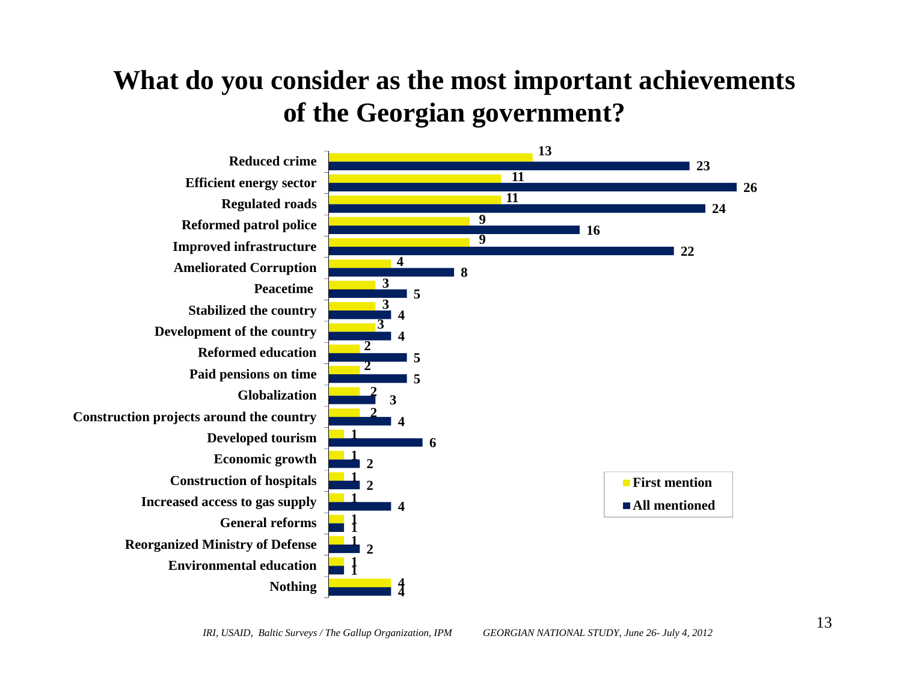# What do you consider as the most important achievements of the Georgian government?

| | First mention | All mentioned |
|---|---|---|
| Reduced crime | 13 | 23 |
| Efficient energy sector | 11 | 26 |
| Regulated roads | 11 | 24 |
| Reformed patrol police | 9 | 16 |
| Improved infrastructure | 9 | 22 |
| Ameliorated Corruption | 4 | 8 |
| Peacetime | 3 | 5 |
| Stabilized the country | 3 | 4 |
| Development of the country | 3 | 4 |
| Reformed education | 2 | 5 |
| Paid pensions on time | 2 | 5 |
| Globalization | 2 | 3 |
| Construction projects around the country | 2 | 4 |
| Developed tourism | 1 | 6 |
| Economic growth | 1 | 2 |
| Construction of hospitals | 1 | 2 |
| Increased access to gas supply | 1 | 4 |
| General reforms | 1 | 1 |
| Reorganized Ministry of Defense | 1 | 2 |
| Environmental education | 1 | 1 |
| Nothing | 4 | 4 |

*IRI, USAID, Baltic Surveys / The Gallup Organization, IPM GEORGIAN NATIONAL STUDY, June 26- July 4, 2012*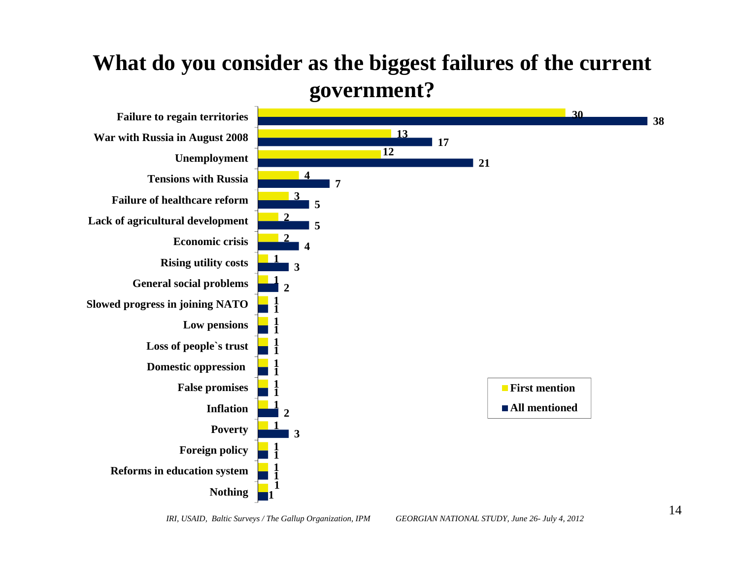# What do you consider as the biggest failures of the current government?

| | First mention | All mentioned |
|---|---|---|
| Failure to regain territories | 30 | 38 |
| War with Russia in August 2008 | 13 | 17 |
| Unemployment | 12 | 21 |
| Tensions with Russia | 4 | 7 |
| Failure of healthcare reform | 3 | 5 |
| Lack of agricultural development | 2 | 5 |
| Economic crisis | 2 | 4 |
| Rising utility costs | 1 | 3 |
| General social problems | 1 | 2 |
| Slowed progress in joining NATO | 1 | 1 |
| Low pensions | 1 | 1 |
| Loss of people`s trust | 1 | 1 |
| Domestic oppression | 1 | 1 |
| False promises | 1 | 1 |
| Inflation | 1 | 2 |
| Poverty | 1 | 3 |
| Foreign policy | 1 | 1 |
| Reforms in education system | 1 | 1 |
| Nothing | 1 | 1 |

*IRI, USAID, Baltic Surveys / The Gallup Organization, IPM GEORGIAN NATIONAL STUDY, June 26- July 4, 2012*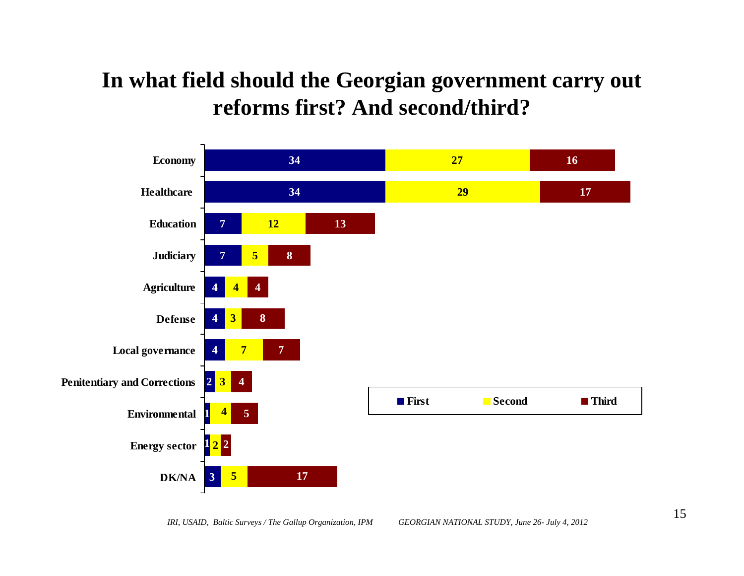# In what field should the Georgian government carry out reforms first? And second/third?

| | First | Second | Third |
|---|---|---|---|
| Economy | 34 | 27 | 16 |
| Healthcare | 34 | 29 | 17 |
| Education | 7 | 12 | 13 |
| Judiciary | 7 | 5 | 8 |
| Agriculture | 4 | 4 | 4 |
| Defense | 4 | 3 | 8 |
| Local governance | 4 | 7 | 7 |
| Penitentiary and Corrections | 2 | 3 | 4 |
| Environmental | 1 | 4 | 5 |
| Energy sector | 1 | 2 | 2 |
| DK/NA | 3 | 5 | 17 |

*IRI, USAID, Baltic Surveys / The Gallup Organization, IPM* *GEORGIAN NATIONAL STUDY, June 26- July 4, 2012*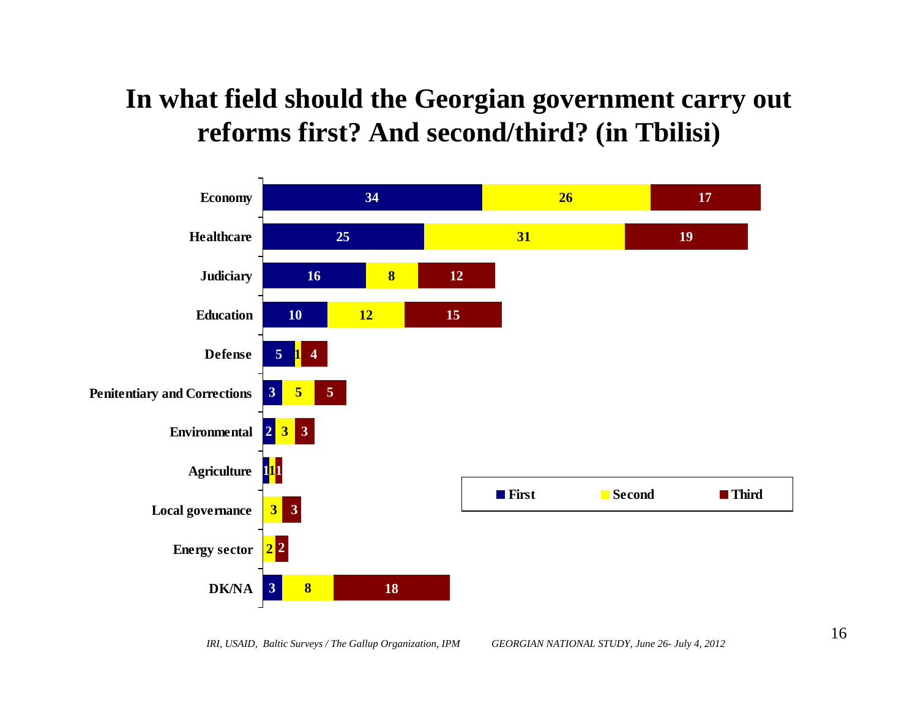# In what field should the Georgian government carry out reforms first? And second/third? (in Tbilisi)

| Field | First | Second | Third |
|---|---|---|---|
| Economy | 34 | 26 | 17 |
| Healthcare | 25 | 31 | 19 |
| Judiciary | 16 | 8 | 12 |
| Education | 10 | 12 | 15 |
| Defense | 5 | 1 | 4 |
| Penitentiary and Corrections | 3 | 5 | 5 |
| Environmental | 2 | 3 | 3 |
| Agriculture | 1 | 1 | 1 |
| Local governance | | 3 | 3 |
| Energy sector | | 2 | 2 |
| DK/NA | 3 | 8 | 18 |

*IRI, USAID, Baltic Surveys / The Gallup Organization, IPM* *GEORGIAN NATIONAL STUDY, June 26- July 4, 2012*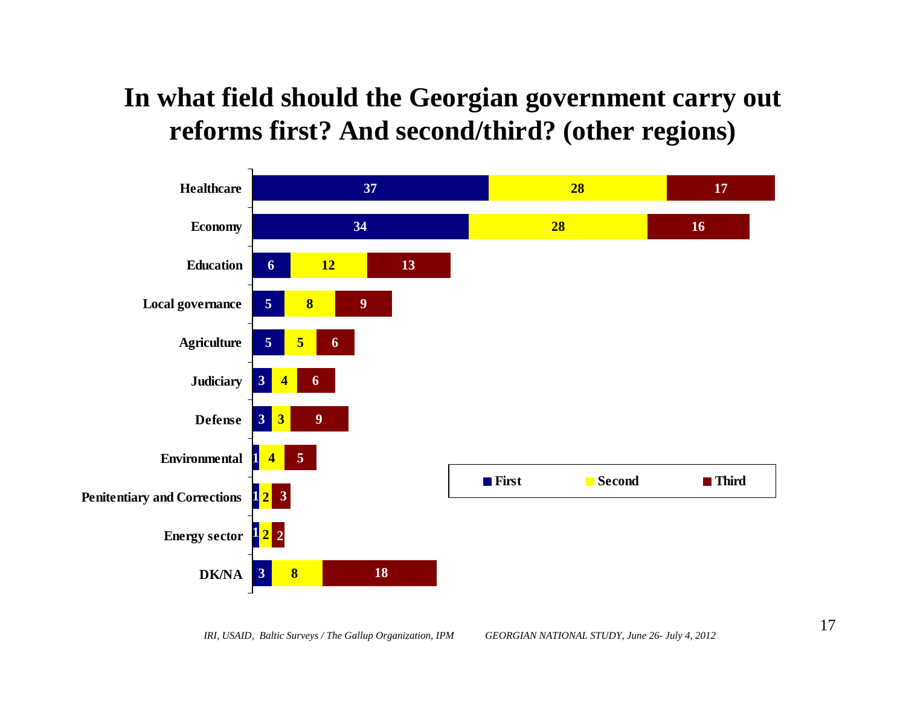# In what field should the Georgian government carry out reforms first? And second/third? (other regions)

| Field | First | Second | Third |
|---|---|---|---|
| Healthcare | 37 | 28 | 17 |
| Economy | 34 | 28 | 16 |
| Education | 6 | 12 | 13 |
| Local governance | 5 | 8 | 9 |
| Agriculture | 5 | 5 | 6 |
| Judiciary | 3 | 4 | 6 |
| Defense | 3 | 3 | 9 |
| Environmental | 1 | 4 | 5 |
| Penitentiary and Corrections | 1 | 2 | 3 |
| Energy sector | 1 | 2 | 2 |
| DK/NA | 3 | 8 | 18 |

*IRI, USAID, Baltic Surveys / The Gallup Organization, IPM* *GEORGIAN NATIONAL STUDY, June 26- July 4, 2012*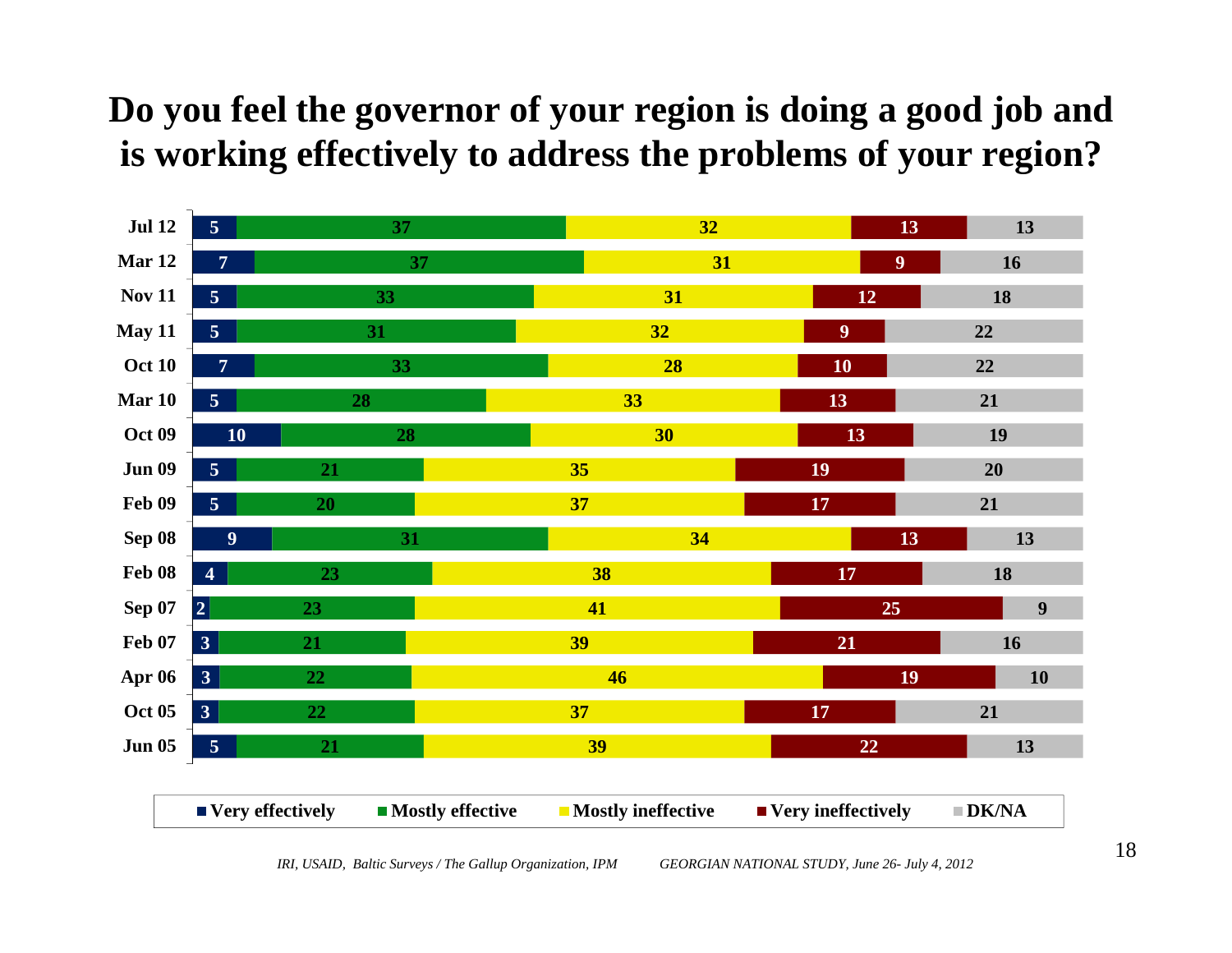# Do you feel the governor of your region is doing a good job and is working effectively to address the problems of your region?

| | Very effectively | Mostly effective | Mostly ineffective | Very ineffectively | DK/NA |
|---|---|---|---|---|---|
| Jul 12 | 5 | 37 | 32 | 13 | 13 |
| Mar 12 | 7 | 37 | 31 | 9 | 16 |
| Nov 11 | 5 | 33 | 31 | 12 | 18 |
| May 11 | 5 | 31 | 32 | 9 | 22 |
| Oct 10 | 7 | 33 | 28 | 10 | 22 |
| Mar 10 | 5 | 28 | 33 | 13 | 21 |
| Oct 09 | 10 | 28 | 30 | 13 | 19 |
| Jun 09 | 5 | 21 | 35 | 19 | 20 |
| Feb 09 | 5 | 20 | 37 | 17 | 21 |
| Sep 08 | 9 | 31 | 34 | 13 | 13 |
| Feb 08 | 4 | 23 | 38 | 17 | 18 |
| Sep 07 | 2 | 23 | 41 | 25 | 9 |
| Feb 07 | 3 | 21 | 39 | 21 | 16 |
| Apr 06 | 3 | 22 | 46 | 19 | 10 |
| Oct 05 | 3 | 22 | 37 | 17 | 21 |
| Jun 05 | 5 | 21 | 39 | 22 | 13 |

*IRI, USAID, Baltic Surveys / The Gallup Organization, IPM GEORGIAN NATIONAL STUDY, June 26- July 4, 2012*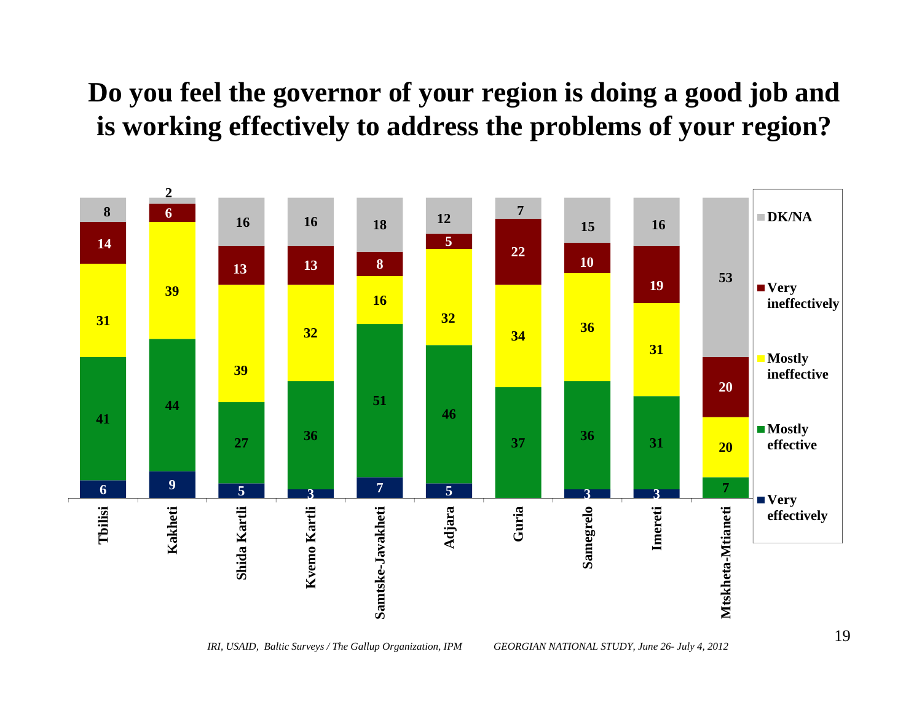# Do you feel the governor of your region is doing a good job and is working effectively to address the problems of your region?

| Region | Very effectively | Mostly effective | Mostly ineffective | Very ineffectively | DK/NA |
|---|---|---|---|---|---|
| Tbilisi | 6 | 41 | 31 | 14 | 8 |
| Kakheti | 9 | 44 | 39 | 6 | 2 |
| Shida Kartli | 5 | 27 | 39 | 13 | 16 |
| Kvemo Kartli | 3 | 36 | 32 | 13 | 16 |
| Samtske-Javakheti | 7 | 51 | 16 | 8 | 18 |
| Adjara | 5 | 46 | 32 | 5 | 12 |
| Guria | | 37 | 34 | 22 | 7 |
| Samegrelo | 3 | 36 | 36 | 10 | 15 |
| Imereti | 3 | 31 | 31 | 19 | 16 |
| Mtskheta-Mtianeti | | 7 | 20 | 20 | 53 |

*IRI, USAID, Baltic Surveys / The Gallup Organization, IPM* *GEORGIAN NATIONAL STUDY, June 26- July 4, 2012*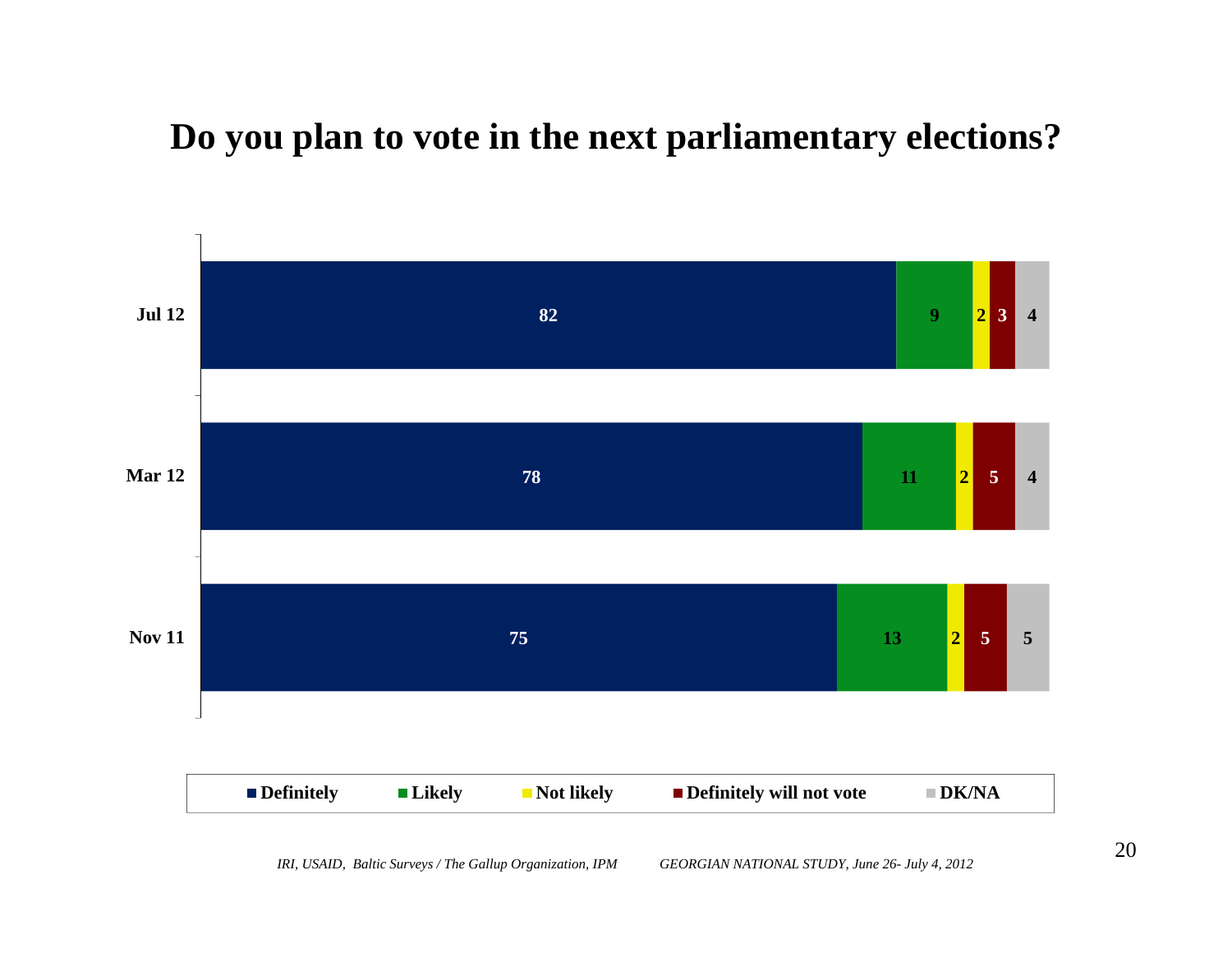# Do you plan to vote in the next parliamentary elections?

| | Definitely | Likely | Not likely | Definitely will not vote | DK/NA |
|---|---|---|---|---|---|
| Jul 12 | 82 | 9 | 2 | 3 | 4 |
| Mar 12 | 78 | 11 | 2 | 5 | 4 |
| Nov 11 | 75 | 13 | 2 | 5 | 5 |

*IRI, USAID, Baltic Surveys / The Gallup Organization, IPM* *GEORGIAN NATIONAL STUDY, June 26- July 4, 2012*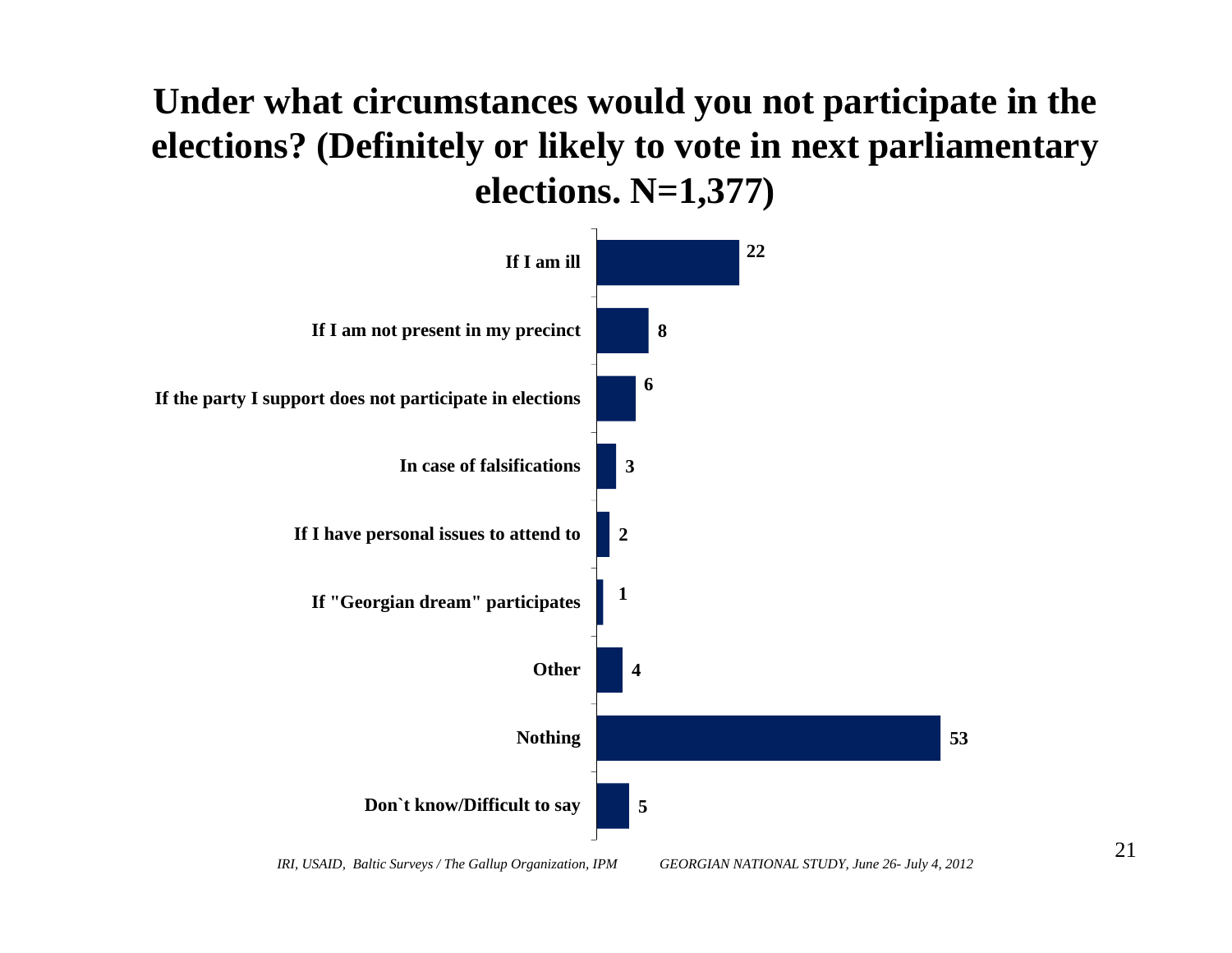# Under what circumstances would you not participate in the elections? (Definitely or likely to vote in next parliamentary elections. N=1,377)

| Response | % |
|---|---|
| If I am ill | 22 |
| If I am not present in my precinct | 8 |
| If the party I support does not participate in elections | 6 |
| In case of falsifications | 3 |
| If I have personal issues to attend to | 2 |
| If "Georgian dream" participates | 1 |
| Other | 4 |
| Nothing | 53 |
| Don`t know/Difficult to say | 5 |

*IRI, USAID, Baltic Surveys / The Gallup Organization, IPM GEORGIAN NATIONAL STUDY, June 26- July 4, 2012*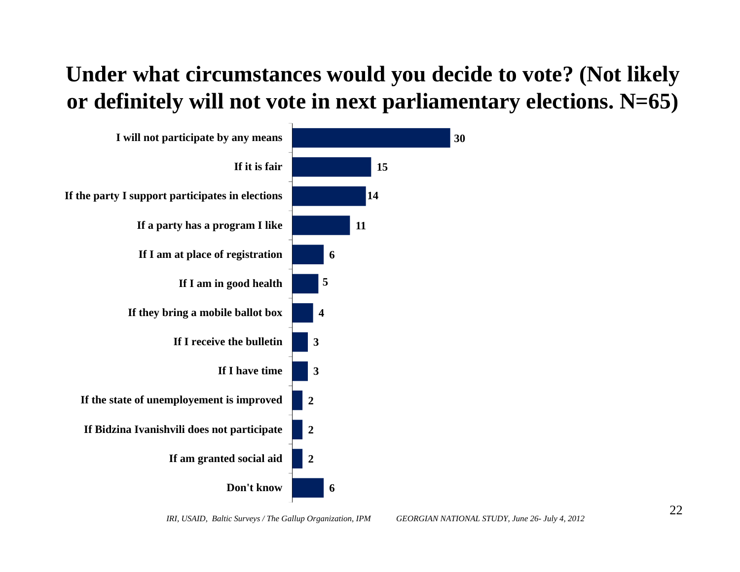# Under what circumstances would you decide to vote? (Not likely or definitely will not vote in next parliamentary elections. N=65)

| Response | % |
|---|---|
| I will not participate by any means | 30 |
| If it is fair | 15 |
| If the party I support participates in elections | 14 |
| If a party has a program I like | 11 |
| If I am at place of registration | 6 |
| If I am in good health | 5 |
| If they bring a mobile ballot box | 4 |
| If I receive the bulletin | 3 |
| If I have time | 3 |
| If the state of unemployement is improved | 2 |
| If Bidzina Ivanishvili does not participate | 2 |
| If am granted social aid | 2 |
| Don't know | 6 |

*IRI, USAID, Baltic Surveys / The Gallup Organization, IPM GEORGIAN NATIONAL STUDY, June 26- July 4, 2012*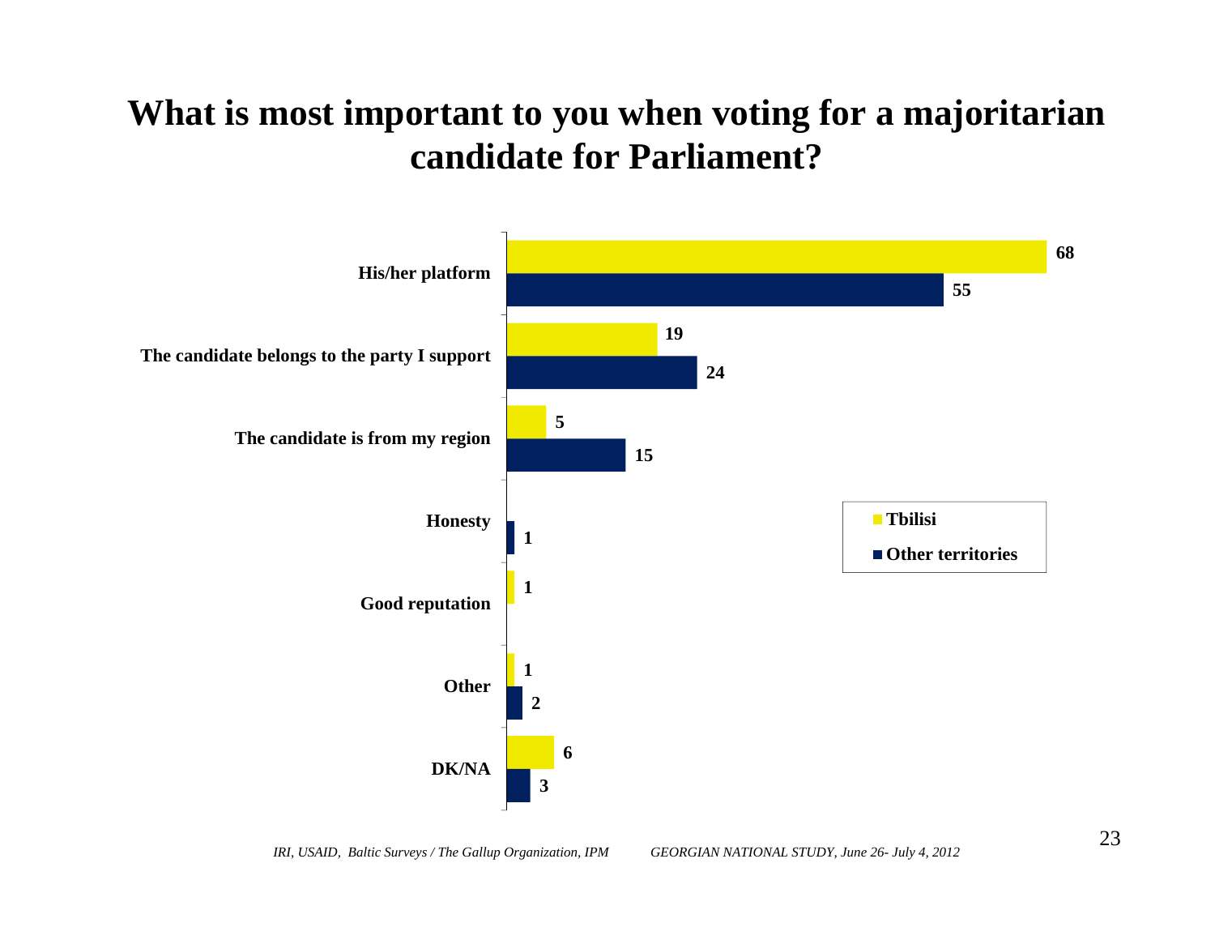# What is most important to you when voting for a majoritarian candidate for Parliament?

| | Tbilisi | Other territories |
|---|---|---|
| His/her platform | 68 | 55 |
| The candidate belongs to the party I support | 19 | 24 |
| The candidate is from my region | 5 | 15 |
| Honesty | | 1 |
| Good reputation | 1 | |
| Other | 1 | 2 |
| DK/NA | 6 | 3 |

*IRI, USAID, Baltic Surveys / The Gallup Organization, IPM* *GEORGIAN NATIONAL STUDY, June 26- July 4, 2012*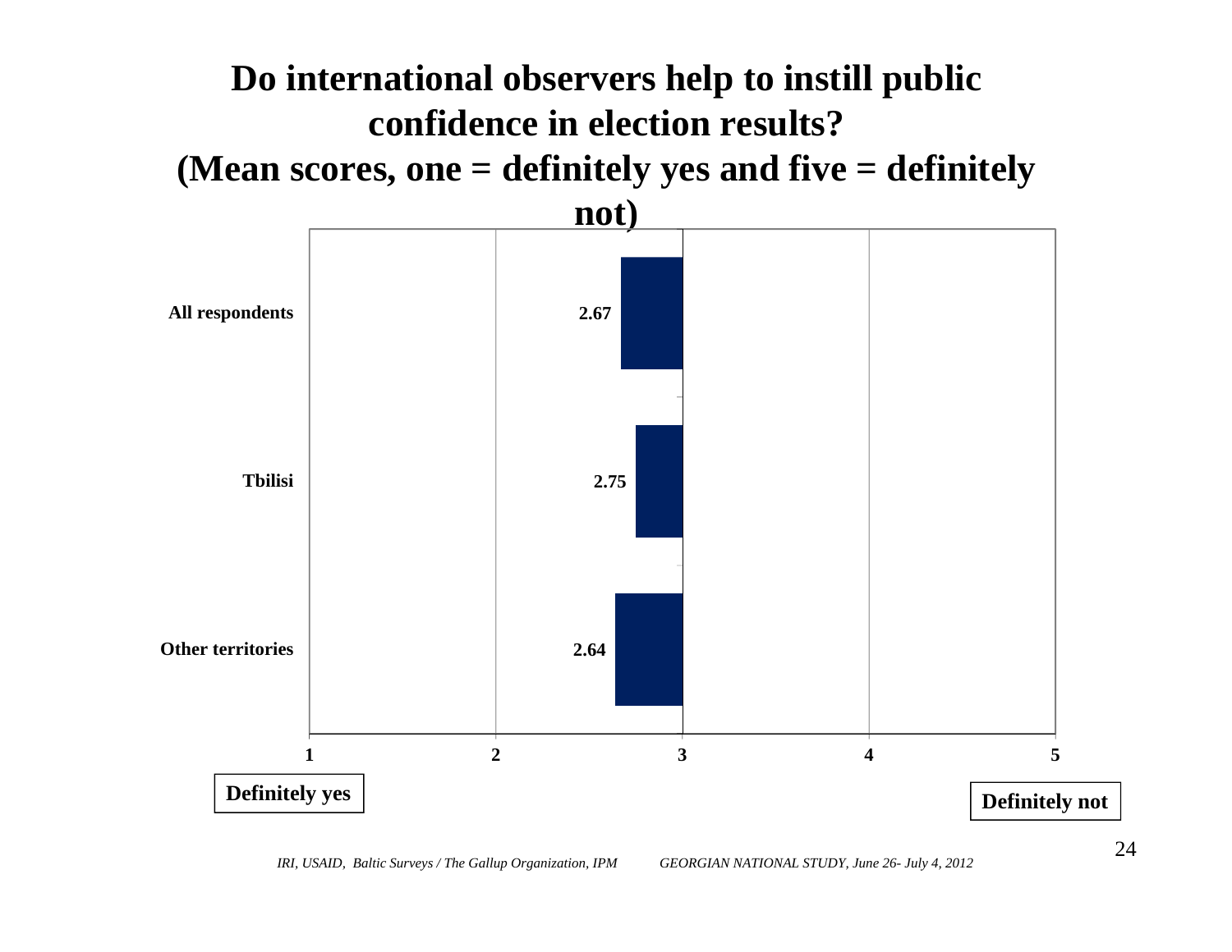# Do international observers help to instill public confidence in election results? (Mean scores, one = definitely yes and five = definitely not)

| | Mean score |
|---|---|
| All respondents | 2.67 |
| Tbilisi | 2.75 |
| Other territories | 2.64 |

Scale: 1 = Definitely yes, 5 = Definitely not

*IRI, USAID, Baltic Surveys / The Gallup Organization, IPM GEORGIAN NATIONAL STUDY, June 26- July 4, 2012*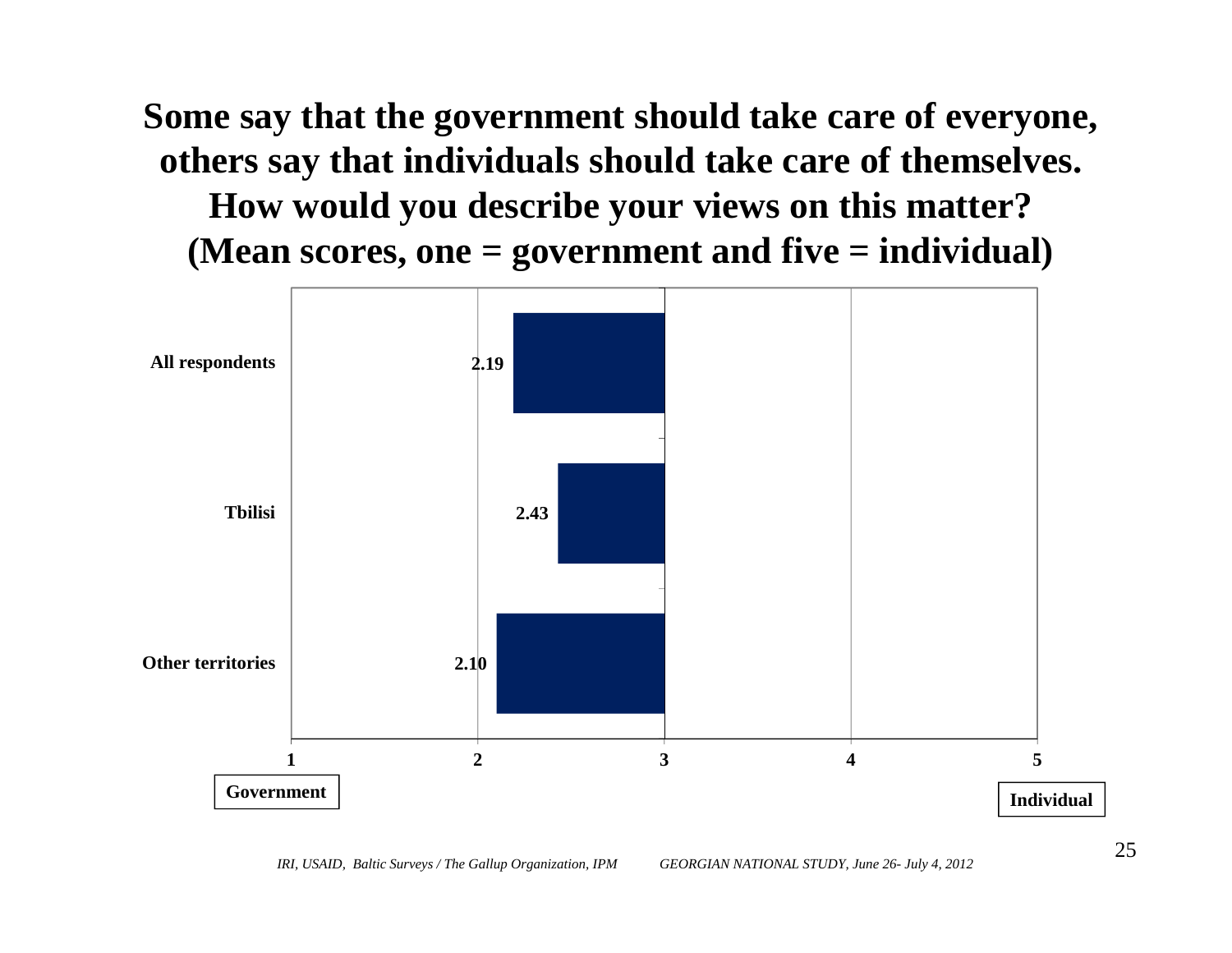# Some say that the government should take care of everyone, others say that individuals should take care of themselves. How would you describe your views on this matter? (Mean scores, one = government and five = individual)

| | Mean score |
|---|---|
| All respondents | 2.19 |
| Tbilisi | 2.43 |
| Other territories | 2.10 |

Scale: 1 = Government, 5 = Individual

*IRI, USAID, Baltic Surveys / The Gallup Organization, IPM GEORGIAN NATIONAL STUDY, June 26- July 4, 2012*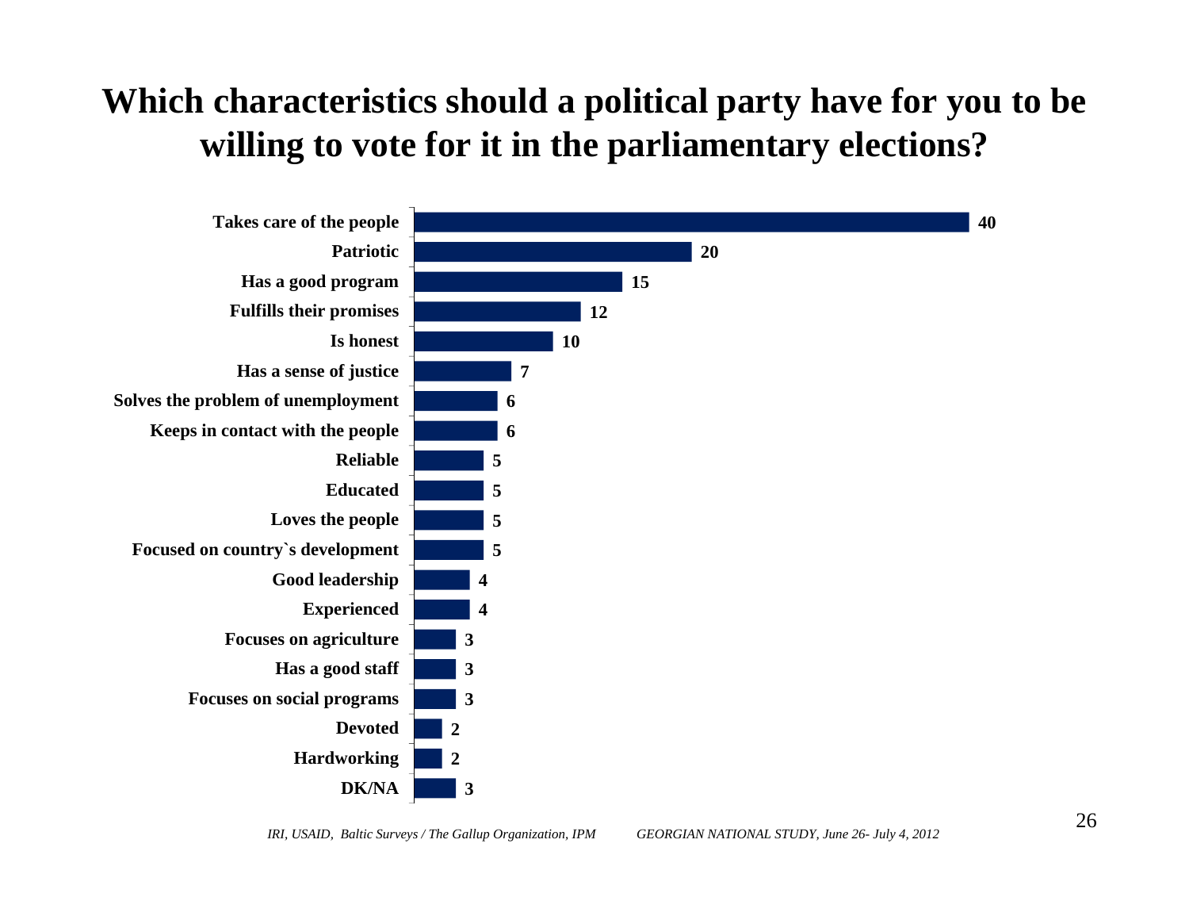# Which characteristics should a political party have for you to be willing to vote for it in the parliamentary elections?

| Characteristic | % |
|---|---|
| Takes care of the people | 40 |
| Patriotic | 20 |
| Has a good program | 15 |
| Fulfills their promises | 12 |
| Is honest | 10 |
| Has a sense of justice | 7 |
| Solves the problem of unemployment | 6 |
| Keeps in contact with the people | 6 |
| Reliable | 5 |
| Educated | 5 |
| Loves the people | 5 |
| Focused on country`s development | 5 |
| Good leadership | 4 |
| Experienced | 4 |
| Focuses on agriculture | 3 |
| Has a good staff | 3 |
| Focuses on social programs | 3 |
| Devoted | 2 |
| Hardworking | 2 |
| DK/NA | 3 |

*IRI, USAID, Baltic Surveys / The Gallup Organization, IPM GEORGIAN NATIONAL STUDY, June 26- July 4, 2012*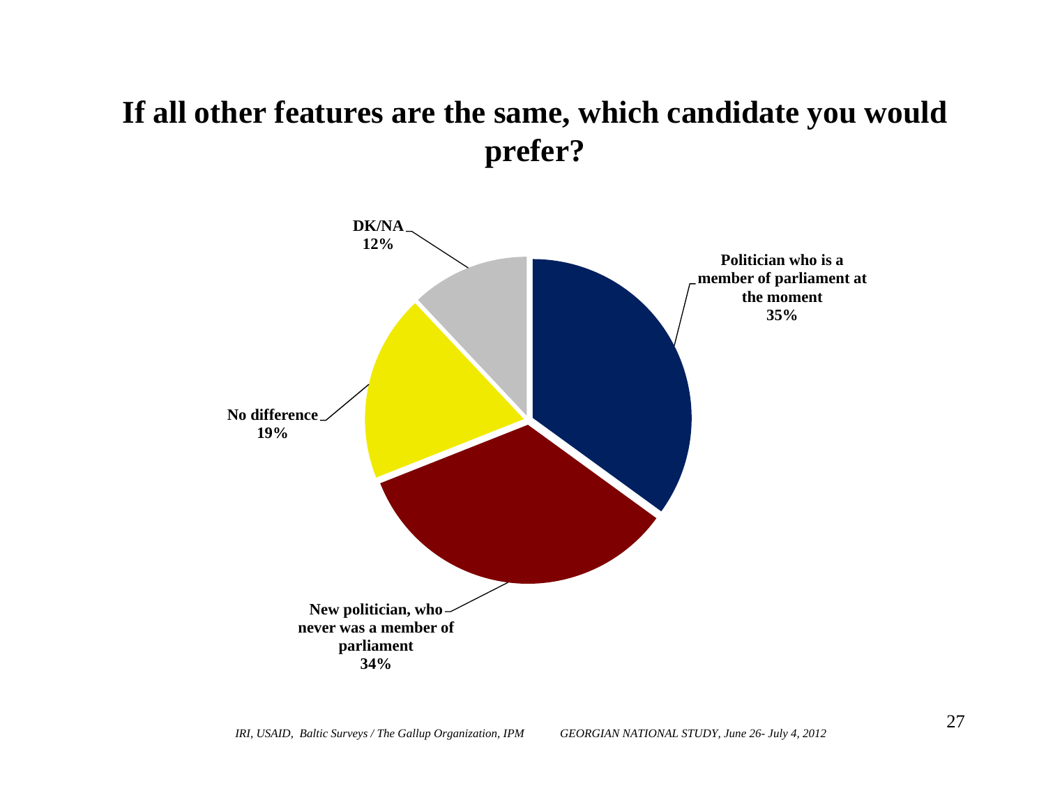# If all other features are the same, which candidate you would prefer?

- Politician who is a member of parliament at the moment: 35%
- New politician, who never was a member of parliament: 34%
- No difference: 19%
- DK/NA: 12%

*IRI, USAID, Baltic Surveys / The Gallup Organization, IPM*    *GEORGIAN NATIONAL STUDY, June 26- July 4, 2012*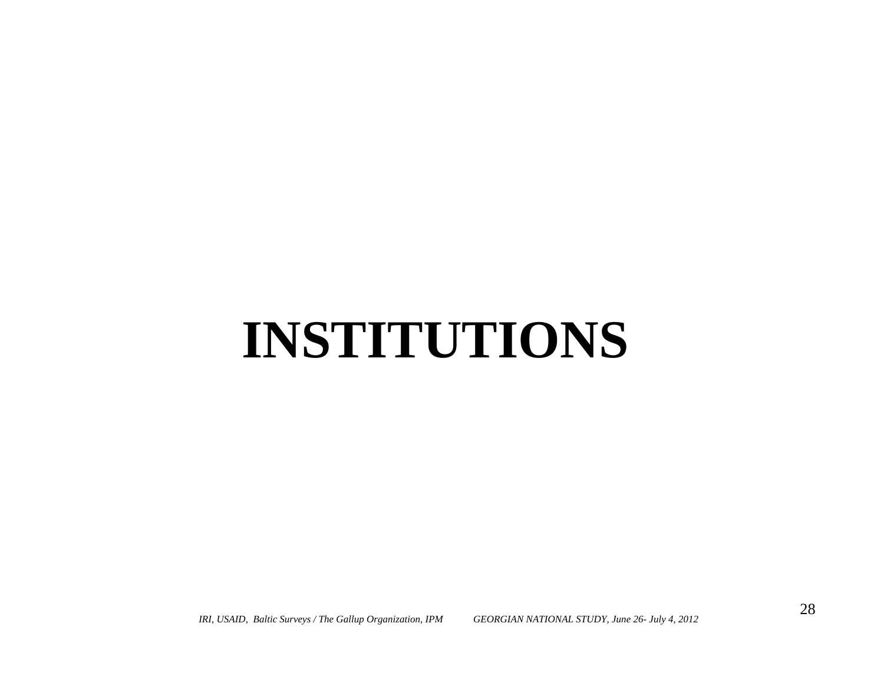# INSTITUTIONS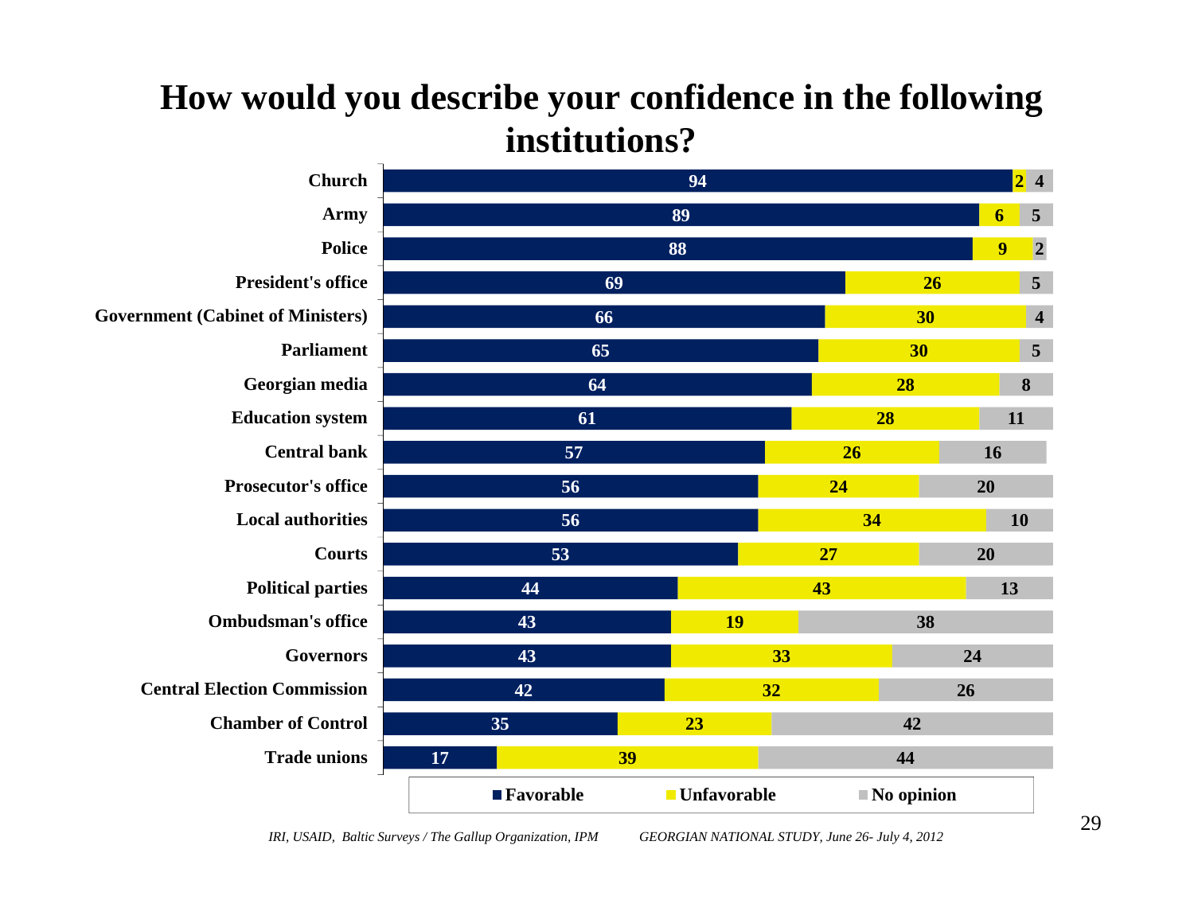# How would you describe your confidence in the following institutions?

| Institution | Favorable | Unfavorable | No opinion |
|---|---|---|---|
| Church | 94 | 2 | 4 |
| Army | 89 | 6 | 5 |
| Police | 88 | 9 | 2 |
| President's office | 69 | 26 | 5 |
| Government (Cabinet of Ministers) | 66 | 30 | 4 |
| Parliament | 65 | 30 | 5 |
| Georgian media | 64 | 28 | 8 |
| Education system | 61 | 28 | 11 |
| Central bank | 57 | 26 | 16 |
| Prosecutor's office | 56 | 24 | 20 |
| Local authorities | 56 | 34 | 10 |
| Courts | 53 | 27 | 20 |
| Political parties | 44 | 43 | 13 |
| Ombudsman's office | 43 | 19 | 38 |
| Governors | 43 | 33 | 24 |
| Central Election Commission | 42 | 32 | 26 |
| Chamber of Control | 35 | 23 | 42 |
| Trade unions | 17 | 39 | 44 |

*IRI, USAID, Baltic Surveys / The Gallup Organization, IPM GEORGIAN NATIONAL STUDY, June 26- July 4, 2012*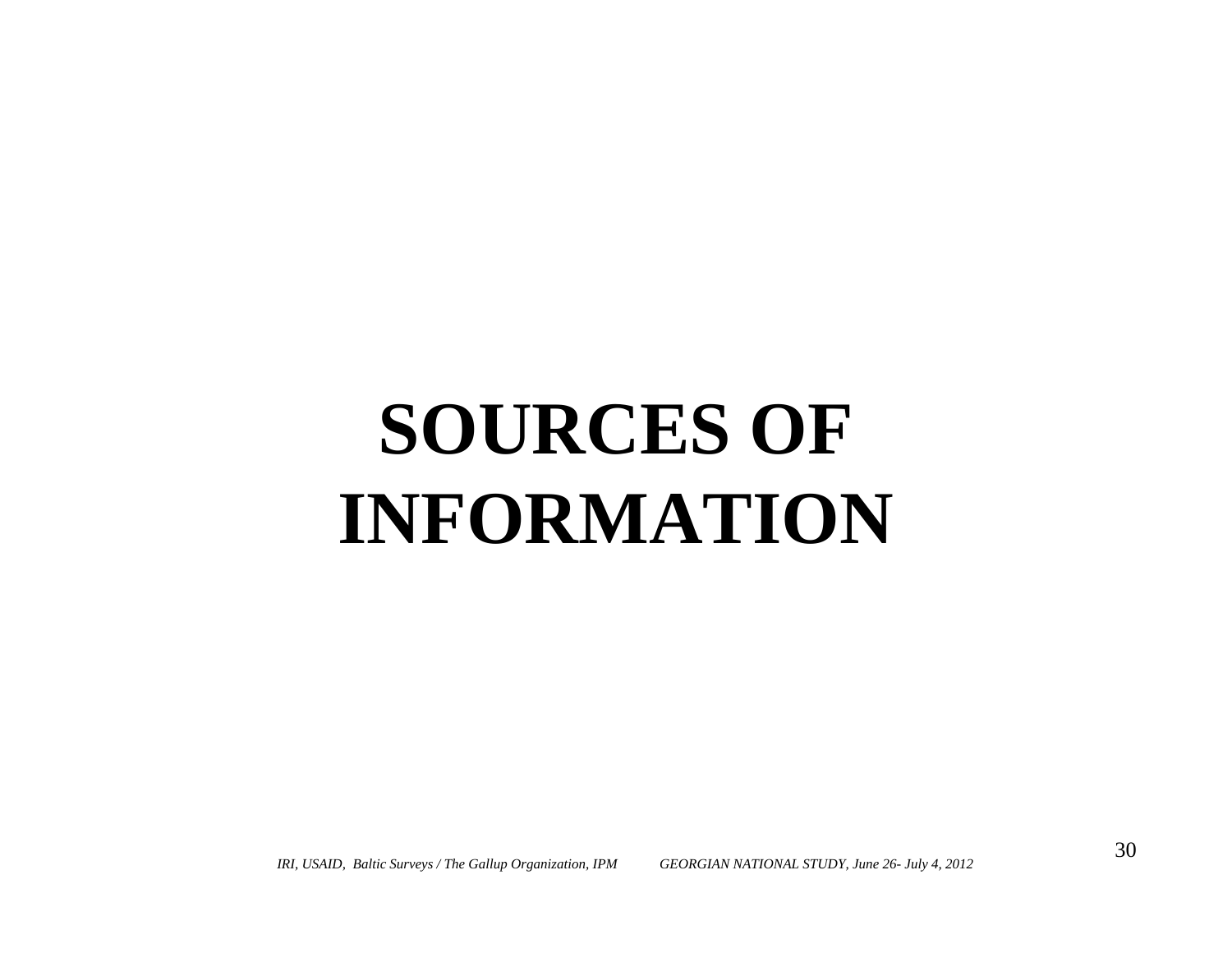# SOURCES OF INFORMATION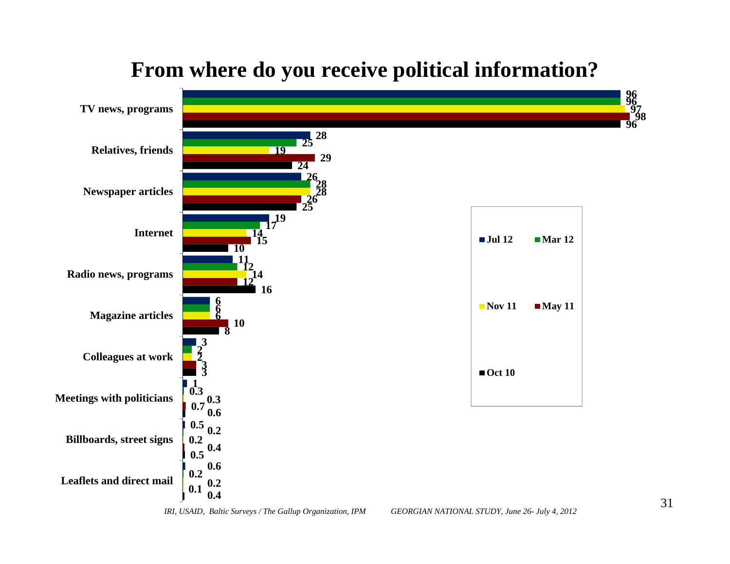# From where do you receive political information?

| | Jul 12 | Mar 12 | Nov 11 | May 11 | Oct 10 |
|---|---|---|---|---|---|
| TV news, programs | 96 | 96 | 97 | 98 | 96 |
| Relatives, friends | 28 | 25 | 19 | 29 | 24 |
| Newspaper articles | 26 | 28 | 28 | 26 | 25 |
| Internet | 19 | 17 | 14 | 15 | 10 |
| Radio news, programs | 11 | 12 | 14 | 12 | 16 |
| Magazine articles | 6 | 6 | 6 | 10 | 8 |
| Colleagues at work | 3 | 2 | 2 | 3 | 3 |
| Meetings with politicians | 1 | 0.3 | 0.3 | 0.7 | 0.6 |
| Billboards, street signs | 0.5 | 0.2 | 0.2 | 0.4 | 0.5 |
| Leaflets and direct mail | 0.6 | 0.2 | 0.1 | 0.2 | 0.4 |

*IRI, USAID, Baltic Surveys / The Gallup Organization, IPM* *GEORGIAN NATIONAL STUDY, June 26- July 4, 2012*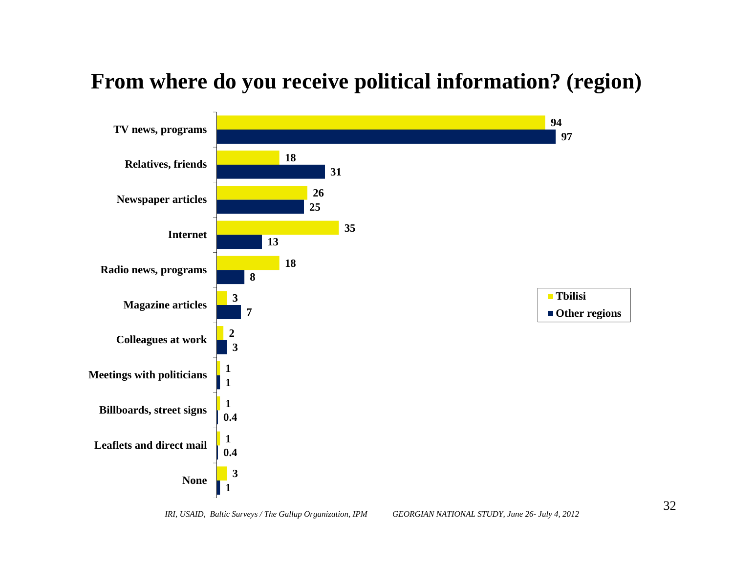# From where do you receive political information? (region)

| | Tbilisi | Other regions |
|---|---|---|
| TV news, programs | 94 | 97 |
| Relatives, friends | 18 | 31 |
| Newspaper articles | 26 | 25 |
| Internet | 35 | 13 |
| Radio news, programs | 18 | 8 |
| Magazine articles | 3 | 7 |
| Colleagues at work | 2 | 3 |
| Meetings with politicians | 1 | 1 |
| Billboards, street signs | 1 | 0.4 |
| Leaflets and direct mail | 1 | 0.4 |
| None | 3 | 1 |

*IRI, USAID, Baltic Surveys / The Gallup Organization, IPM GEORGIAN NATIONAL STUDY, June 26- July 4, 2012*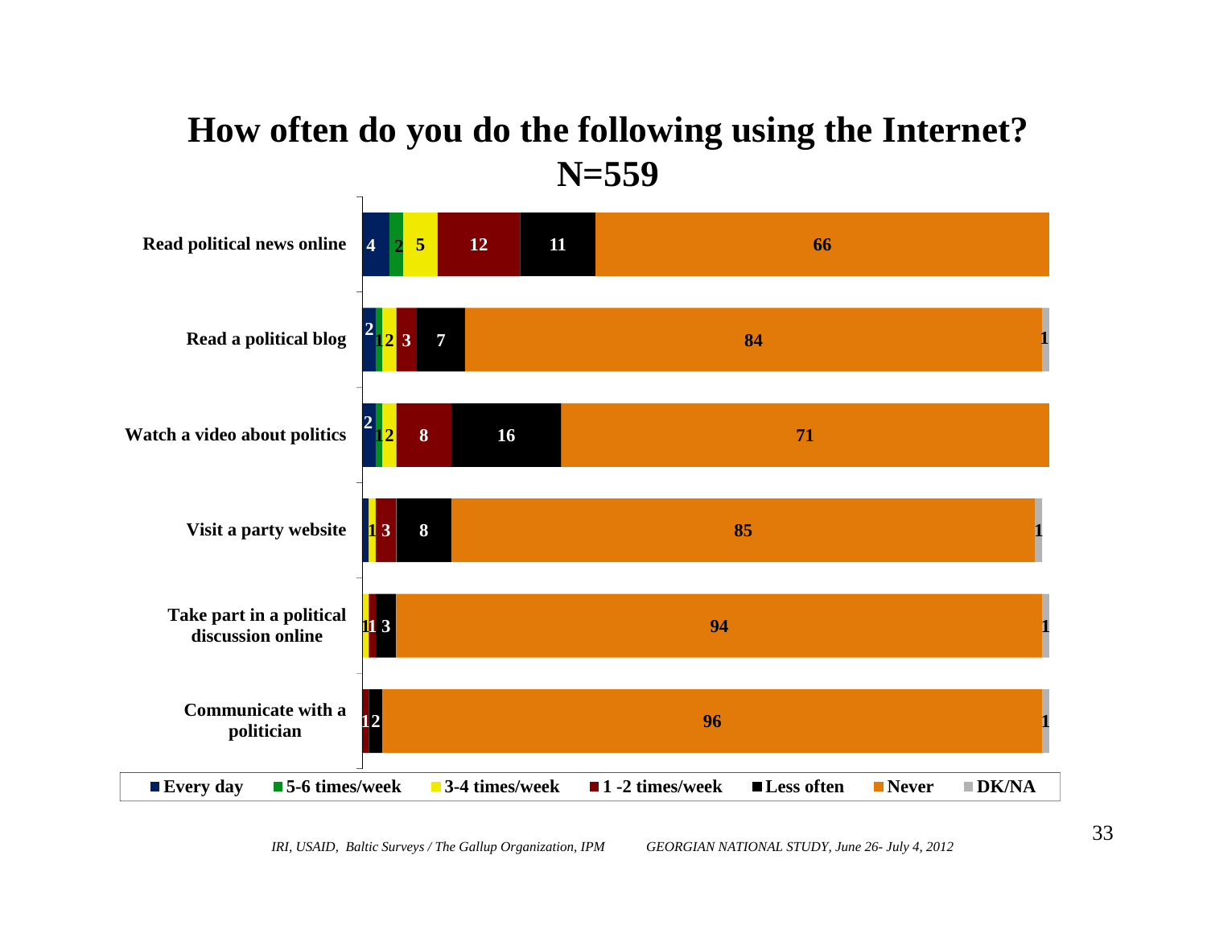# How often do you do the following using the Internet?
## N=559

| | Every day | 5-6 times/week | 3-4 times/week | 1 -2 times/week | Less often | Never | DK/NA |
|---|---|---|---|---|---|---|---|
| Read political news online | 4 | 2 | 5 | 12 | 11 | 66 | |
| Read a political blog | 2 | 1 | 2 | 3 | 7 | 84 | 1 |
| Watch a video about politics | 2 | 1 | 2 | 8 | 16 | 71 | |
| Visit a party website | | | 1 | 3 | 8 | 85 | 1 |
| Take part in a political discussion online | | | 1 | 1 | 3 | 94 | 1 |
| Communicate with a politician | | | | 1 | 2 | 96 | 1 |

*IRI, USAID, Baltic Surveys / The Gallup Organization, IPM     GEORGIAN NATIONAL STUDY, June 26- July 4, 2012*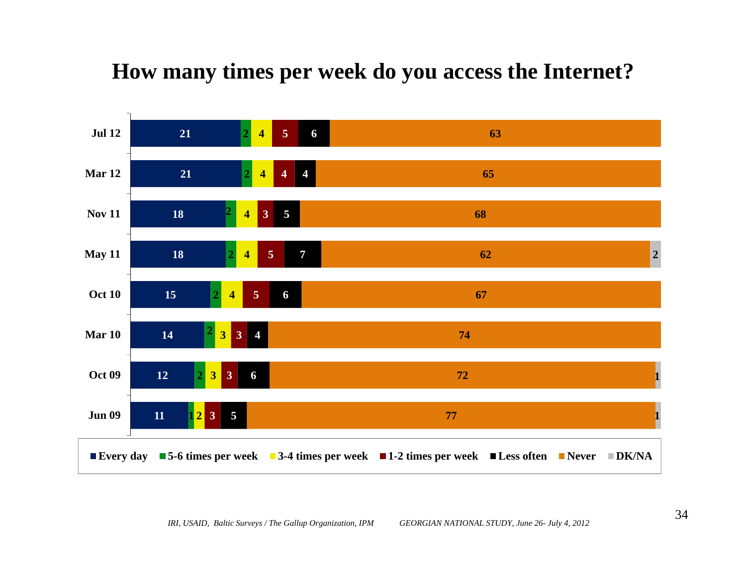# How many times per week do you access the Internet?

| | Every day | 5-6 times per week | 3-4 times per week | 1-2 times per week | Less often | Never | DK/NA |
|---|---|---|---|---|---|---|---|
| Jul 12 | 21 | 2 | 4 | 5 | 6 | 63 | |
| Mar 12 | 21 | 2 | 4 | 4 | 4 | 65 | |
| Nov 11 | 18 | 2 | 4 | 3 | 5 | 68 | |
| May 11 | 18 | 2 | 4 | 5 | 7 | 62 | 2 |
| Oct 10 | 15 | 2 | 4 | 5 | 6 | 67 | |
| Mar 10 | 14 | 2 | 3 | 3 | 4 | 74 | |
| Oct 09 | 12 | 2 | 3 | 3 | 6 | 72 | 1 |
| Jun 09 | 11 | 1 | 2 | 3 | 5 | 77 | 1 |

*IRI, USAID, Baltic Surveys / The Gallup Organization, IPM* *GEORGIAN NATIONAL STUDY, June 26- July 4, 2012*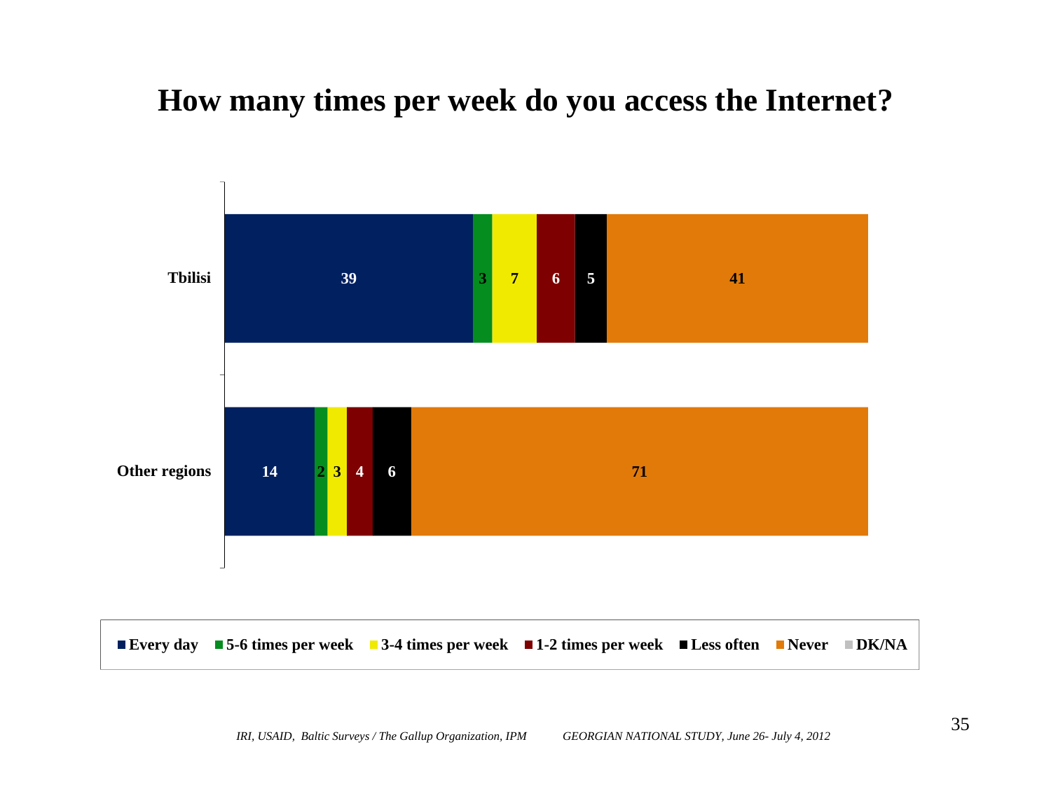# How many times per week do you access the Internet?

| | Every day | 5-6 times per week | 3-4 times per week | 1-2 times per week | Less often | Never | DK/NA |
|---|---|---|---|---|---|---|---|
| Tbilisi | 39 | 3 | 7 | 6 | 5 | 41 | |
| Other regions | 14 | 2 | 3 | 4 | 6 | 71 | |

*IRI, USAID, Baltic Surveys / The Gallup Organization, IPM GEORGIAN NATIONAL STUDY, June 26- July 4, 2012*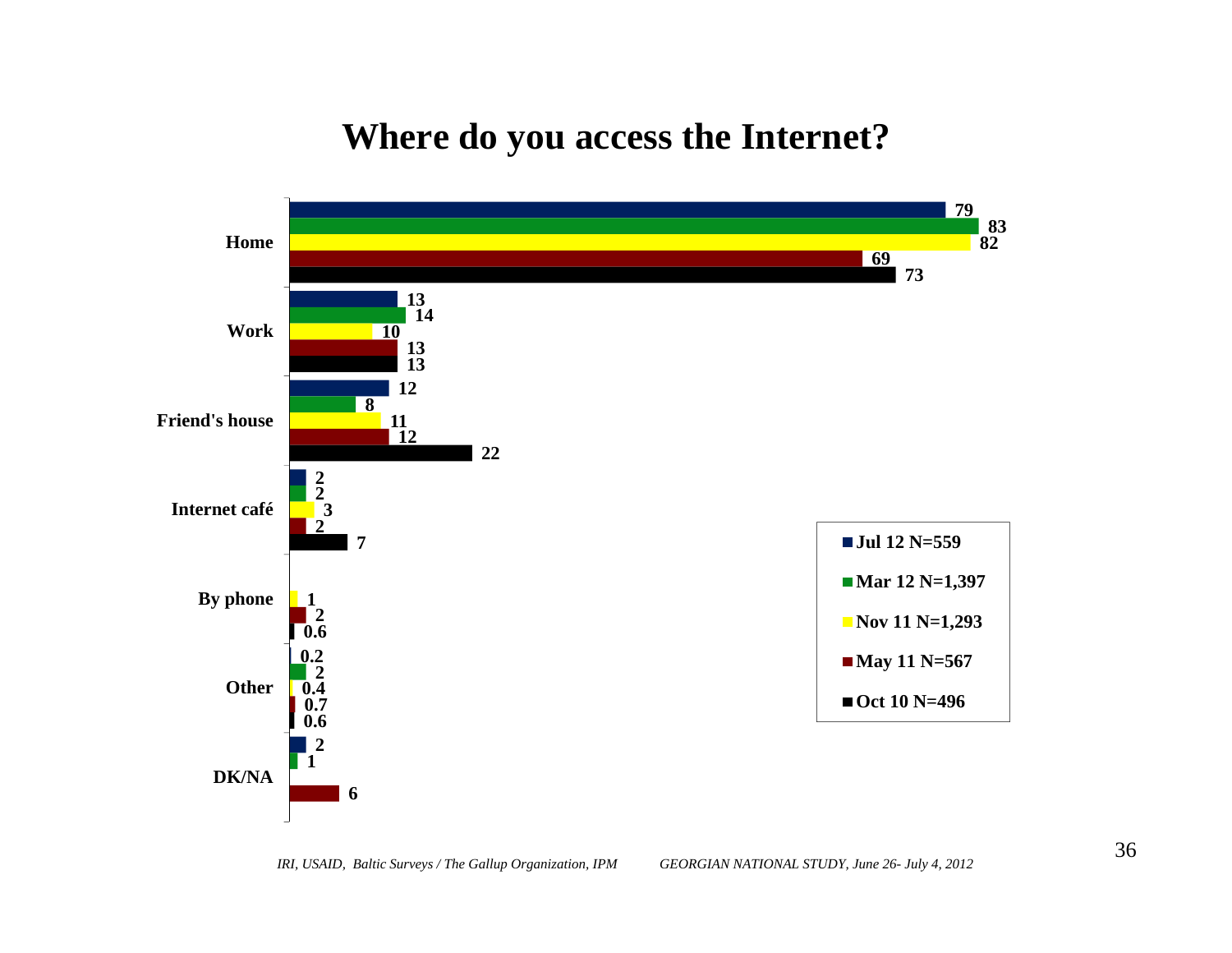# Where do you access the Internet?

| | Jul 12 N=559 | Mar 12 N=1,397 | Nov 11 N=1,293 | May 11 N=567 | Oct 10 N=496 |
|---|---|---|---|---|---|
| Home | 79 | 83 | 82 | 69 | 73 |
| Work | 13 | 14 | 10 | 13 | 13 |
| Friend's house | 12 | 8 | 11 | 12 | 22 |
| Internet café | 2 | 2 | 3 | 2 | 7 |
| By phone | | | 1 | 2 | 0.6 |
| Other | 0.2 | 2 | 0.4 | 0.7 | 0.6 |
| DK/NA | 2 | 1 | | 6 | |

*IRI, USAID, Baltic Surveys / The Gallup Organization, IPM* *GEORGIAN NATIONAL STUDY, June 26- July 4, 2012*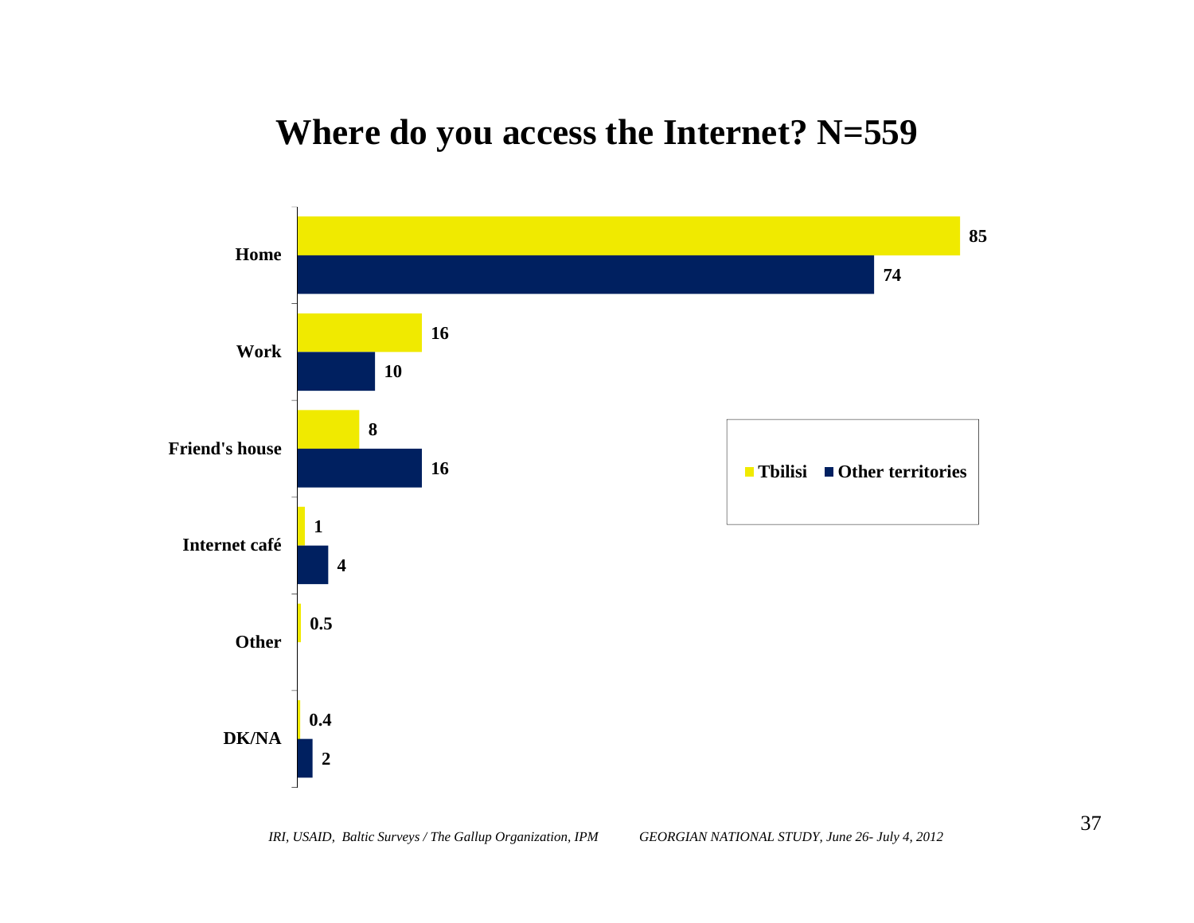# Where do you access the Internet? N=559

| | Tbilisi | Other territories |
|---|---|---|
| Home | 85 | 74 |
| Work | 16 | 10 |
| Friend's house | 8 | 16 |
| Internet café | 1 | 4 |
| Other | 0.5 | |
| DK/NA | 0.4 | 2 |

*IRI, USAID, Baltic Surveys / The Gallup Organization, IPM* *GEORGIAN NATIONAL STUDY, June 26- July 4, 2012*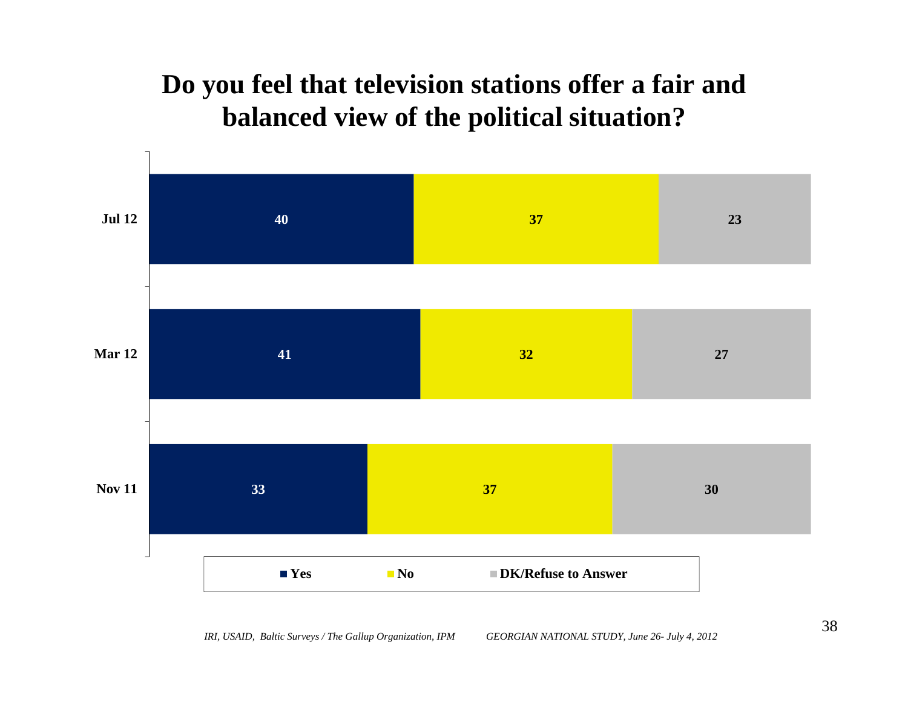# Do you feel that television stations offer a fair and balanced view of the political situation?

| | Yes | No | DK/Refuse to Answer |
|---|---|---|---|
| Jul 12 | 40 | 37 | 23 |
| Mar 12 | 41 | 32 | 27 |
| Nov 11 | 33 | 37 | 30 |

*IRI, USAID, Baltic Surveys / The Gallup Organization, IPM* *GEORGIAN NATIONAL STUDY, June 26- July 4, 2012*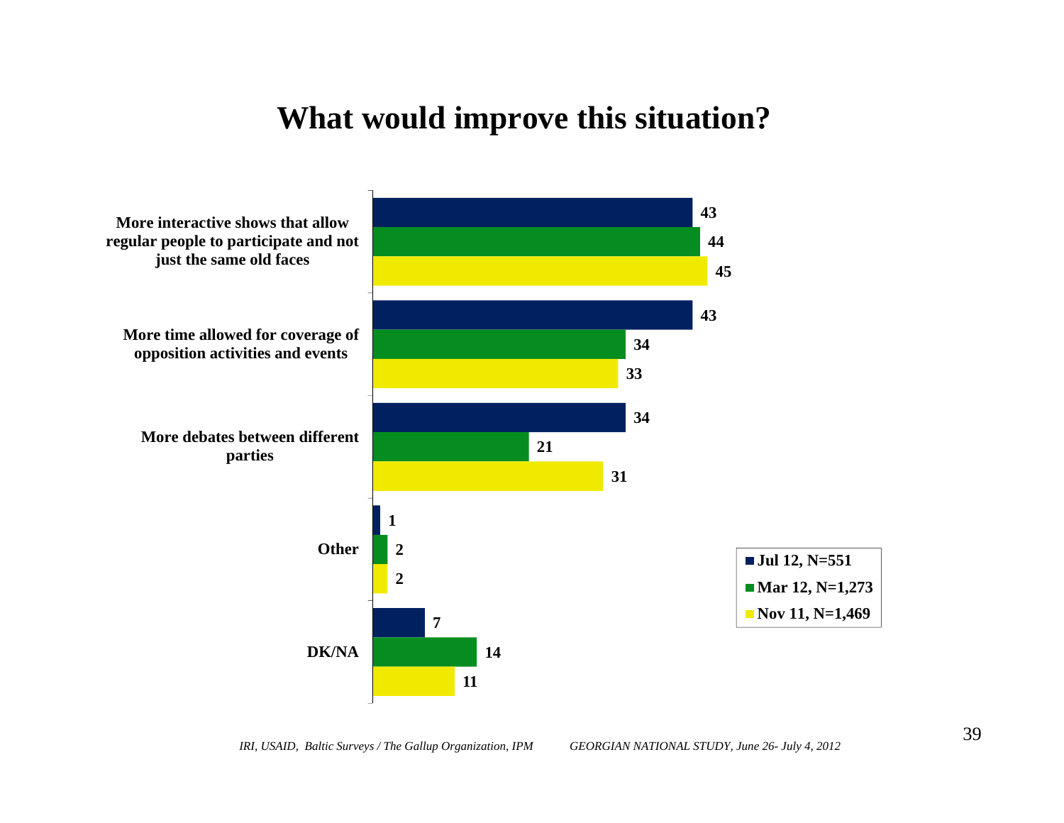# What would improve this situation?

| | Jul 12, N=551 | Mar 12, N=1,273 | Nov 11, N=1,469 |
|---|---|---|---|
| More interactive shows that allow regular people to participate and not just the same old faces | 43 | 44 | 45 |
| More time allowed for coverage of opposition activities and events | 43 | 34 | 33 |
| More debates between different parties | 34 | 21 | 31 |
| Other | 1 | 2 | 2 |
| DK/NA | 7 | 14 | 11 |

*IRI, USAID, Baltic Surveys / The Gallup Organization, IPM* *GEORGIAN NATIONAL STUDY, June 26- July 4, 2012*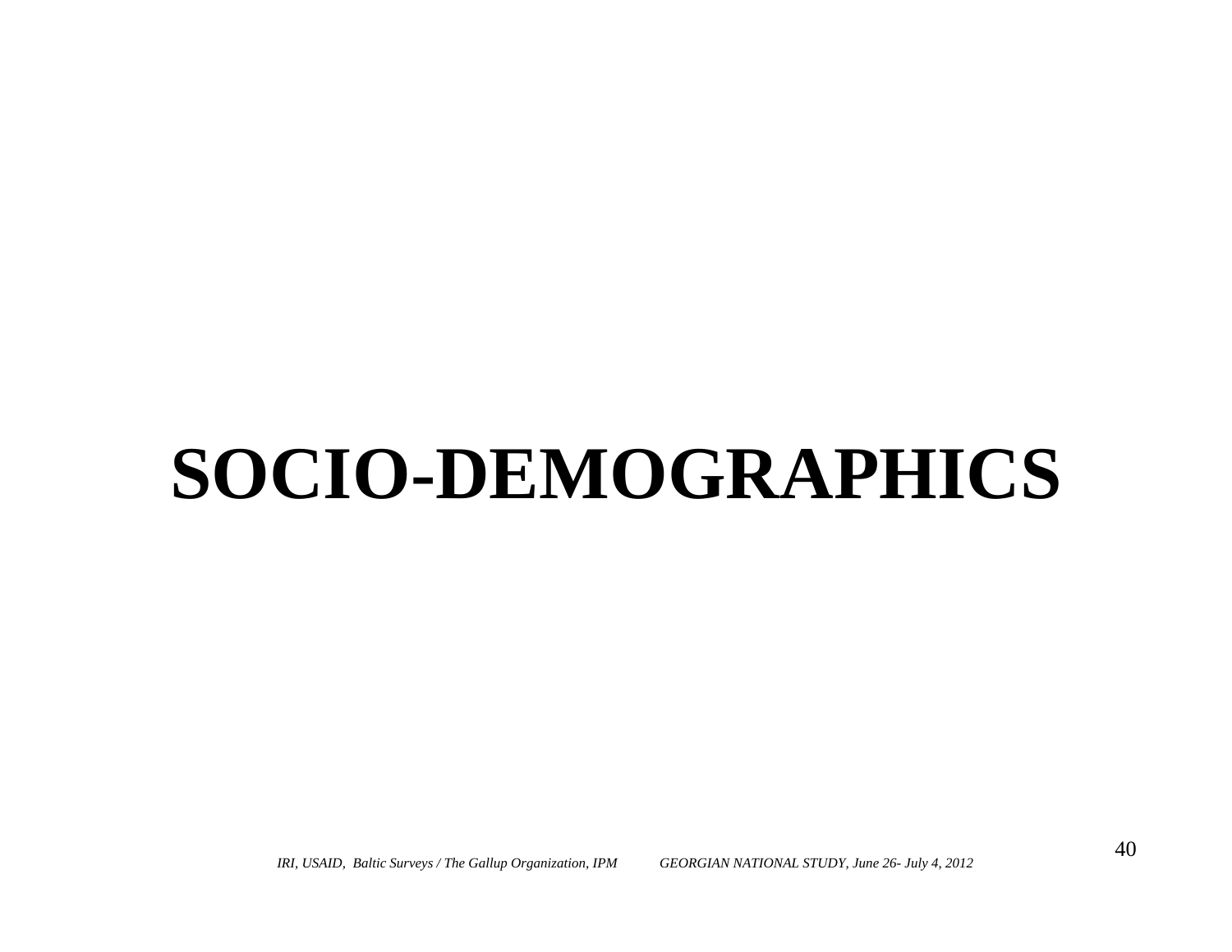# SOCIO-DEMOGRAPHICS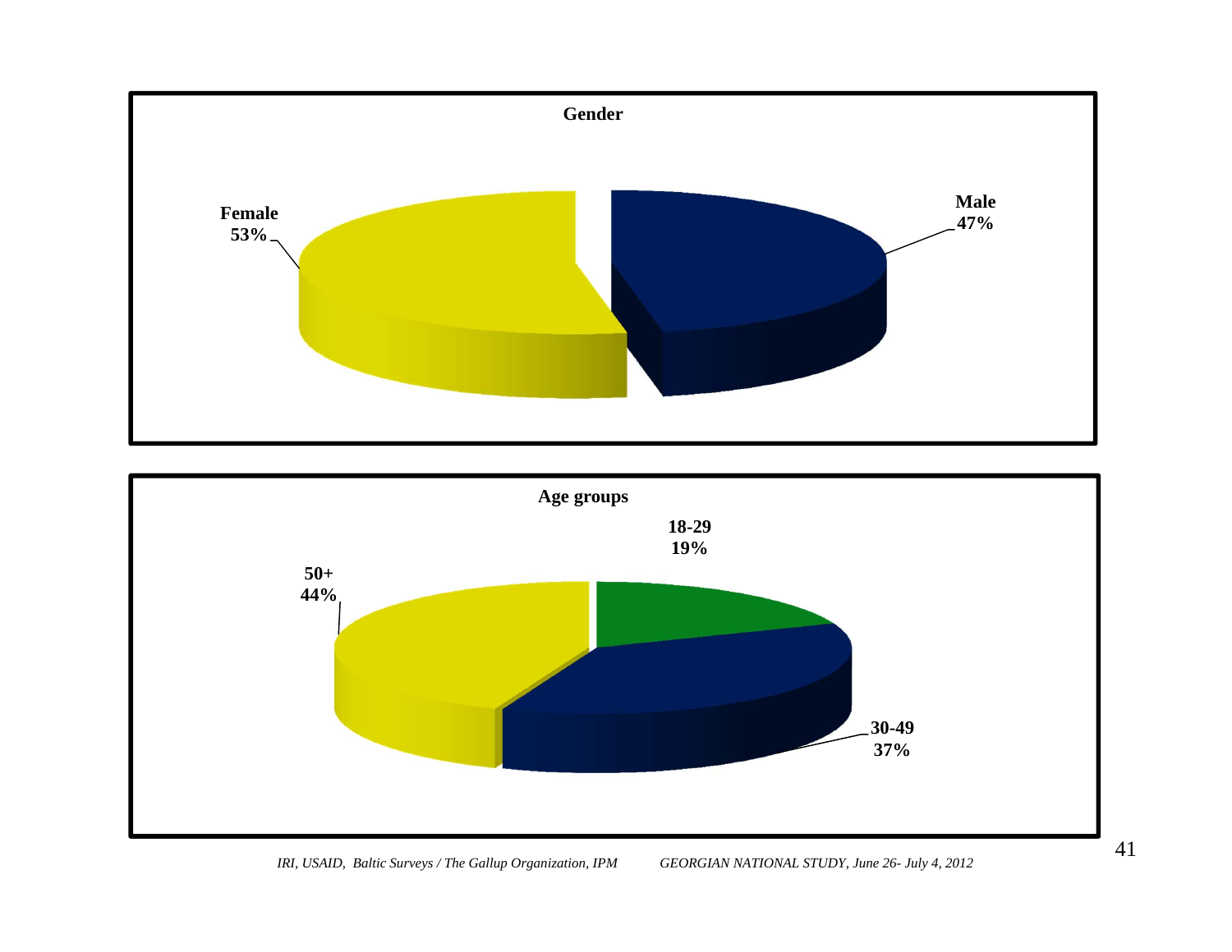**Gender**

Female 53%

Male 47%

**Age groups**

18-29 19%

30-49 37%

50+ 44%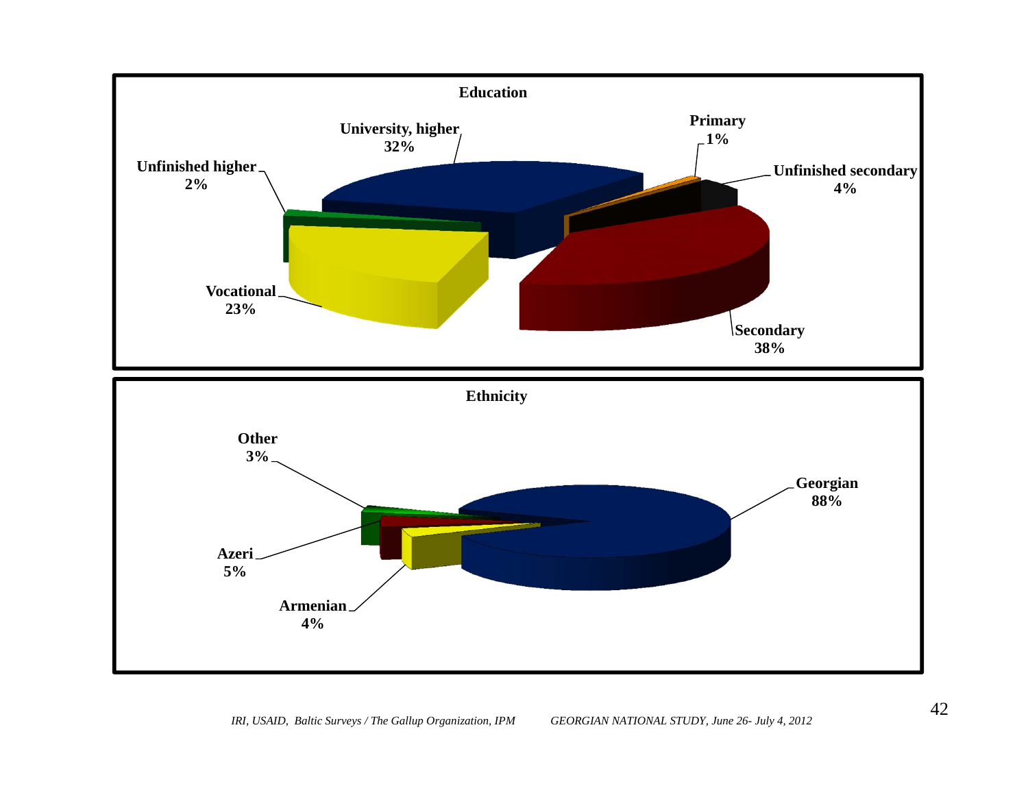## Education

| Category | Percentage |
| --- | --- |
| University, higher | 32% |
| Primary | 1% |
| Unfinished secondary | 4% |
| Secondary | 38% |
| Vocational | 23% |
| Unfinished higher | 2% |

## Ethnicity

| Category | Percentage |
| --- | --- |
| Georgian | 88% |
| Armenian | 4% |
| Azeri | 5% |
| Other | 3% |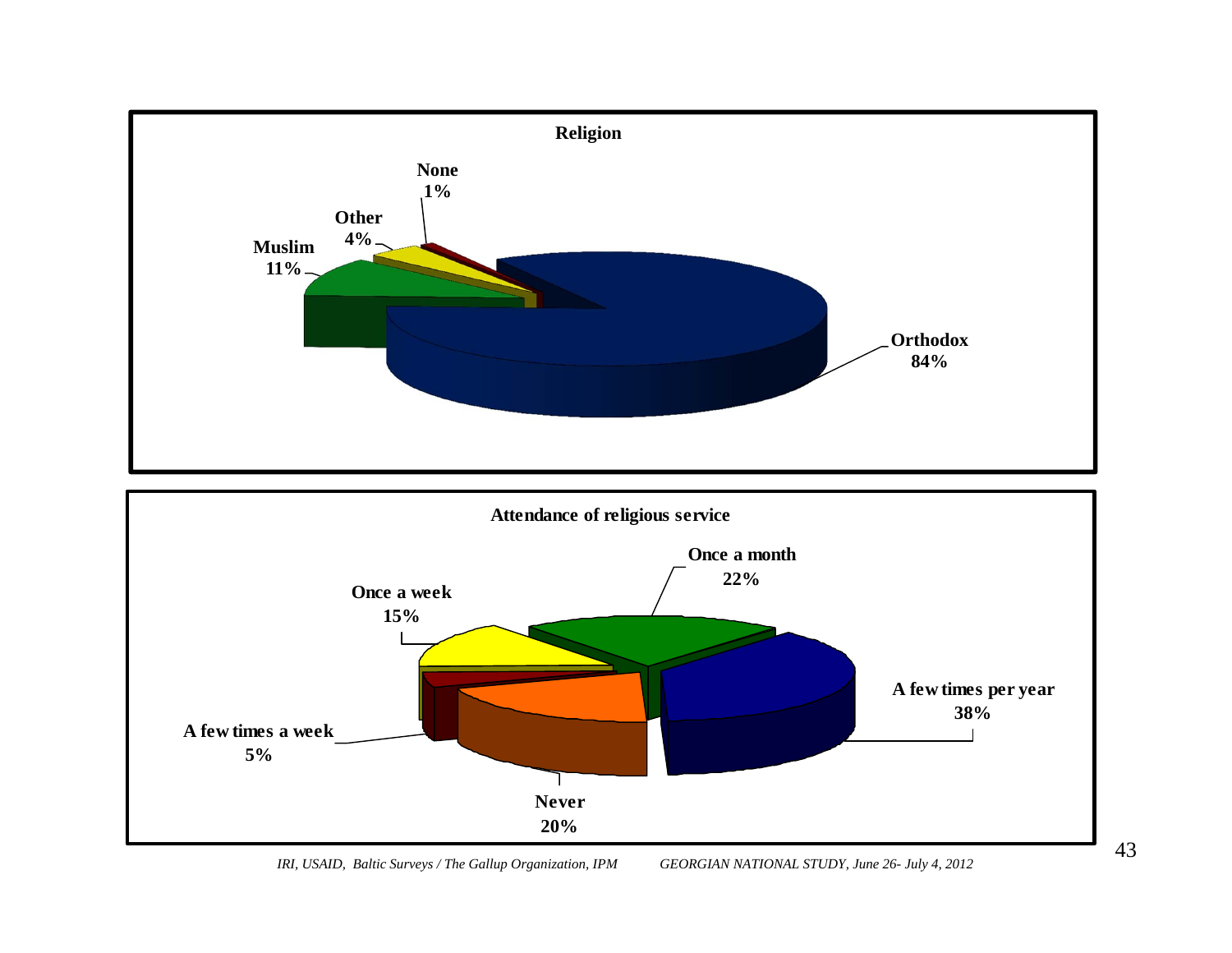## Religion

| Religion | % |
|---|---|
| Orthodox | 84% |
| Muslim | 11% |
| Other | 4% |
| None | 1% |

## Attendance of religious service

| Attendance | % |
|---|---|
| A few times per year | 38% |
| Once a month | 22% |
| Never | 20% |
| Once a week | 15% |
| A few times a week | 5% |

*IRI, USAID, Baltic Surveys / The Gallup Organization, IPM GEORGIAN NATIONAL STUDY, June 26- July 4, 2012*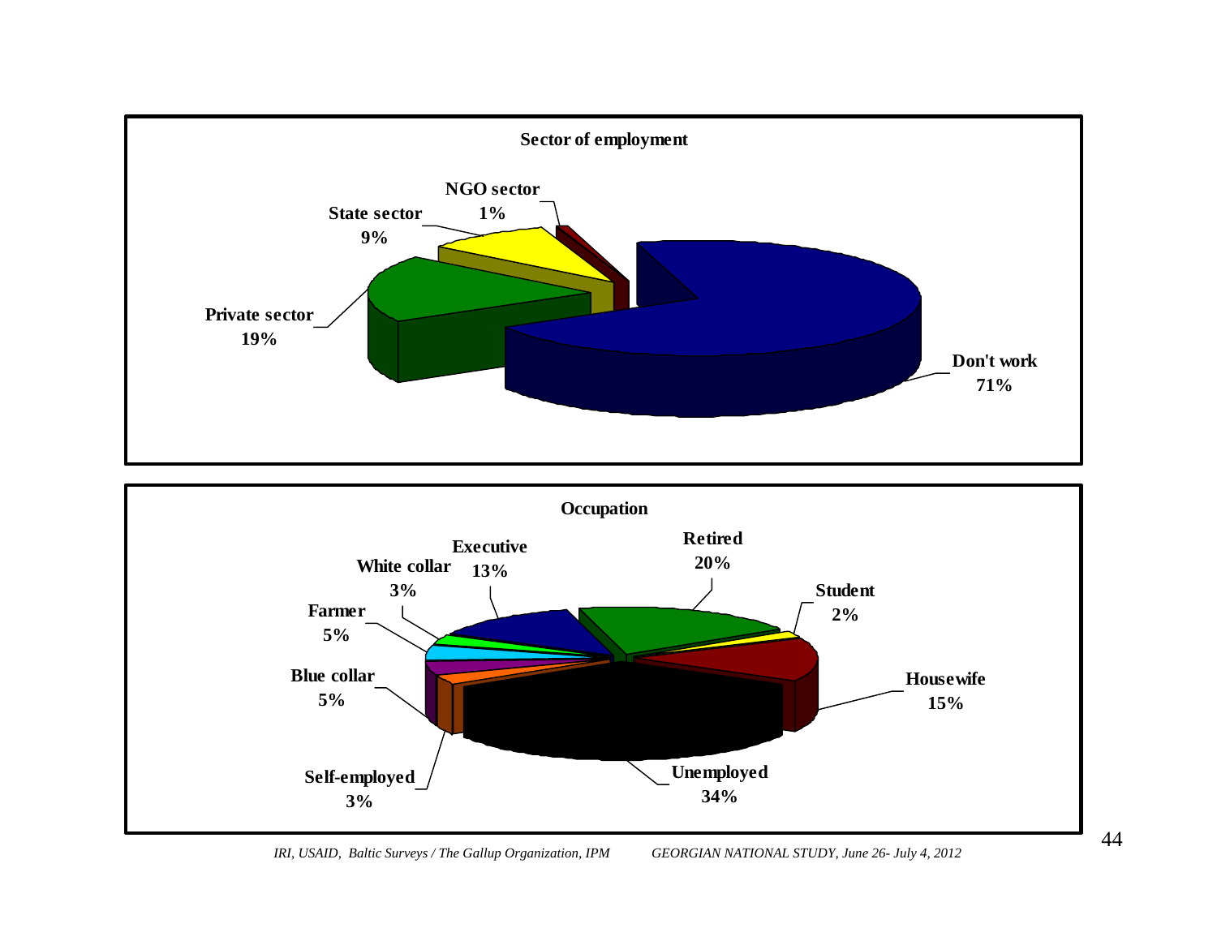## Sector of employment

| Sector | Percentage |
|---|---|
| Don't work | 71% |
| Private sector | 19% |
| State sector | 9% |
| NGO sector | 1% |

## Occupation

| Occupation | Percentage |
|---|---|
| Unemployed | 34% |
| Retired | 20% |
| Housewife | 15% |
| Executive | 13% |
| Farmer | 5% |
| Blue collar | 5% |
| White collar | 3% |
| Self-employed | 3% |
| Student | 2% |

*IRI, USAID, Baltic Surveys / The Gallup Organization, IPM GEORGIAN NATIONAL STUDY, June 26- July 4, 2012*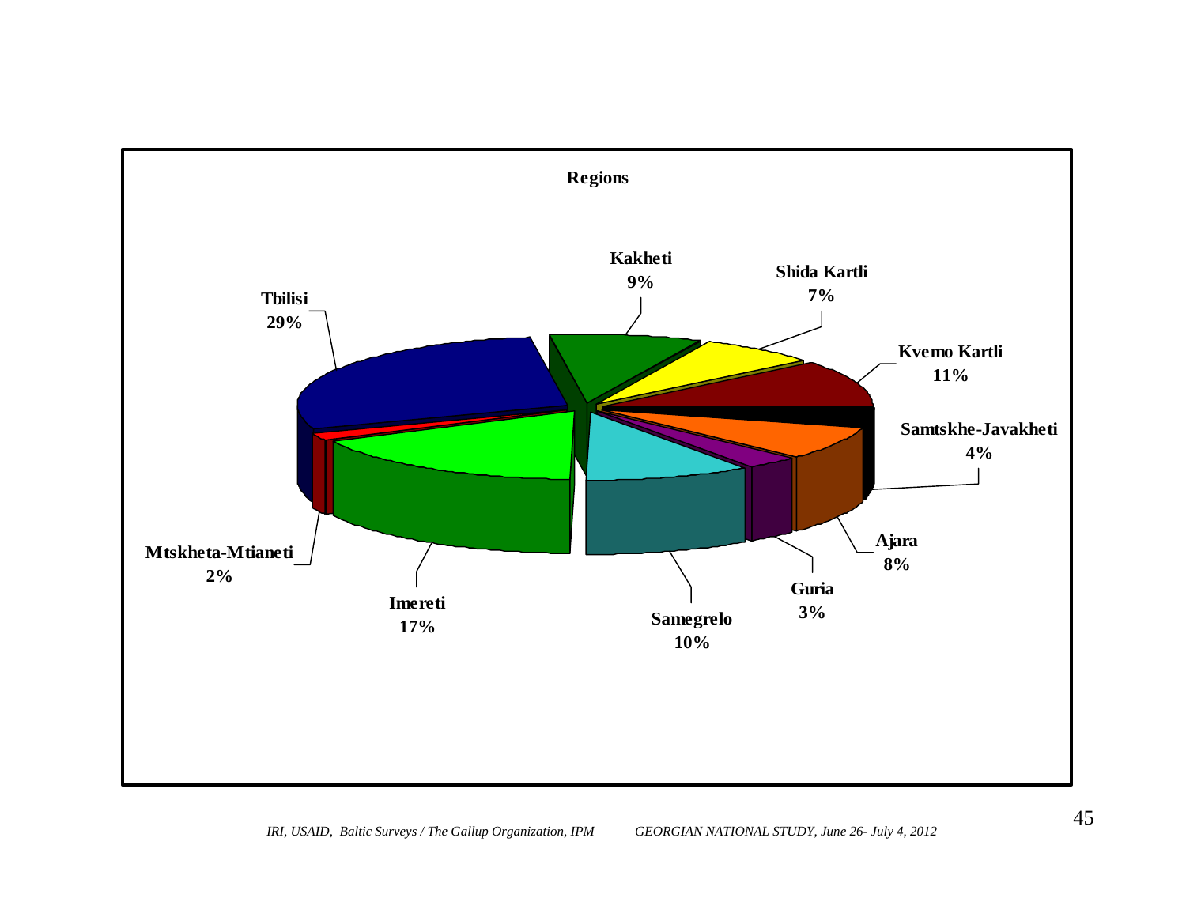**Regions**

Tbilisi
29%

Kakheti
9%

Shida Kartli
7%

Kvemo Kartli
11%

Samtskhe-Javakheti
4%

Ajara
8%

Guria
3%

Samegrelo
10%

Imereti
17%

Mtskheta-Mtianeti
2%

*IRI, USAID, Baltic Surveys / The Gallup Organization, IPM GEORGIAN NATIONAL STUDY, June 26- July 4, 2012*